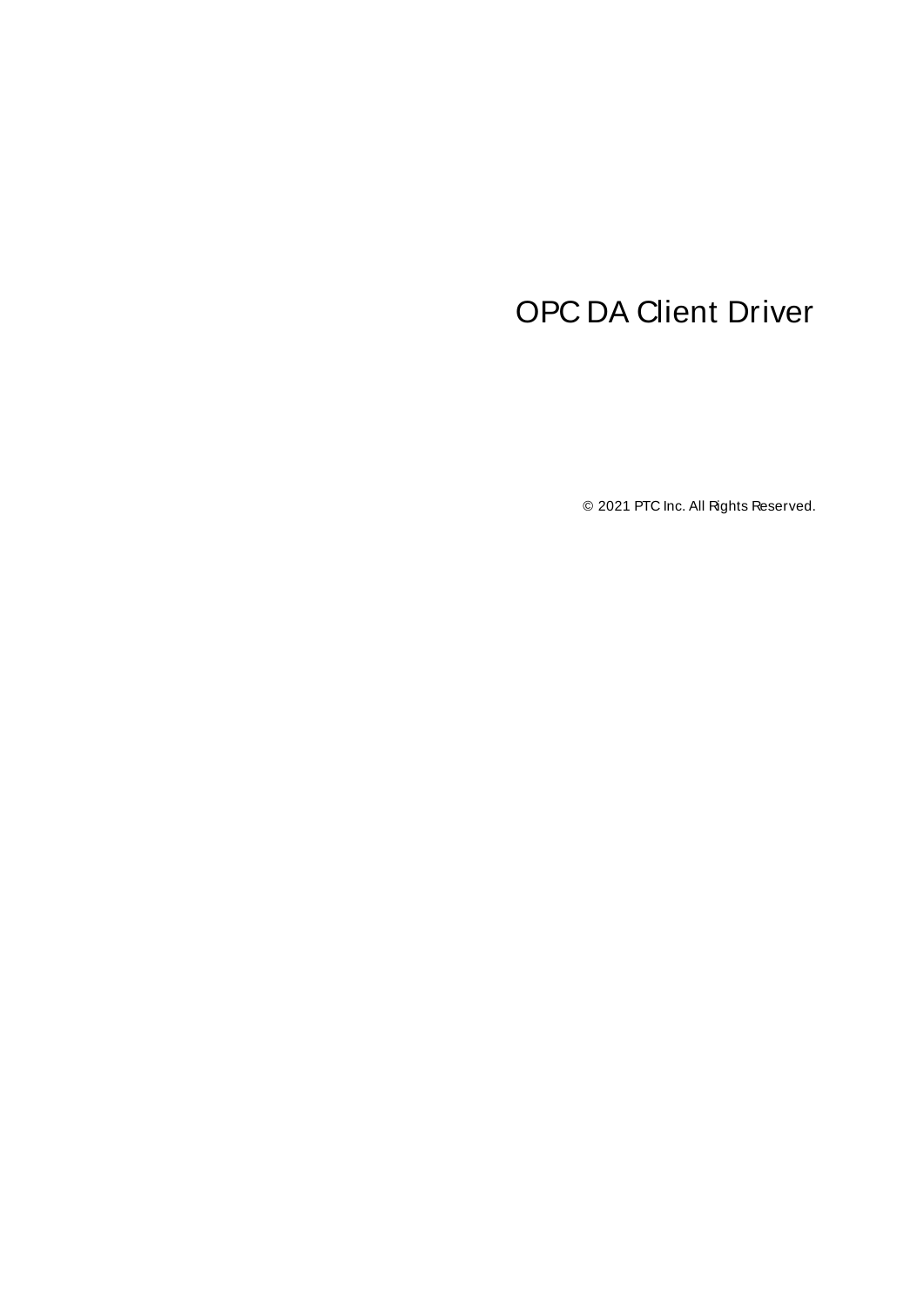# OPC DA Client Driver

© 2021 PTC Inc. All Rights Reserved.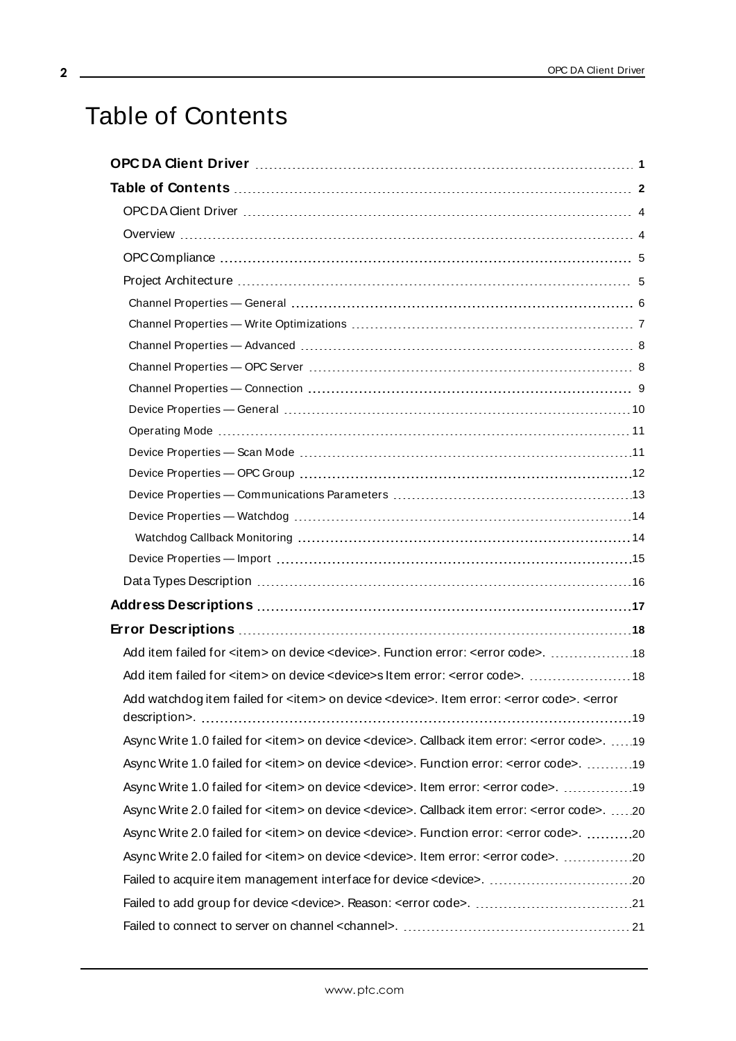# Table of Contents

**OPC DA Client Driver** 1

**Table of Contents** 2

OPC DA Client Driver 4

Overview 4

OPC Compliance 5

Project Architecture 5

Channel Properties — General 6

Channel Properties — Write Optimizations 7

Channel Properties — Advanced 8

Channel Properties — OPC Server 8

Channel Properties — Connection 9

Device Properties — General 10

Operating Mode 11

Device Properties — Scan Mode 11

Device Properties — OPC Group 12

Device Properties — Communications Parameters 13

Device Properties — Watchdog 14

Watchdog Callback Monitoring 14

Device Properties — Import 15

Data Types Description 16

**Address Descriptions** 17

**Error Descriptions** 18

Add item failed for <item> on device <device>. Function error: <error code>. 18

Add item failed for <item> on device <device>s Item error: <error code>. 18

Add watchdog item failed for <item> on device <device>. Item error: <error code>. <error description>. 19

Async Write 1.0 failed for <item> on device <device>. Callback item error: <error code>. 19

Async Write 1.0 failed for <item> on device <device>. Function error: <error code>. 19

Async Write 1.0 failed for <item> on device <device>. Item error: <error code>. 19

Async Write 2.0 failed for <item> on device <device>. Callback item error: <error code>. 20

Async Write 2.0 failed for <item> on device <device>. Function error: <error code>. 20

Async Write 2.0 failed for <item> on device <device>. Item error: <error code>. 20

Failed to acquire item management interface for device <device>. 20

Failed to add group for device <device>. Reason: <error code>. 21

Failed to connect to server on channel <channel>. 21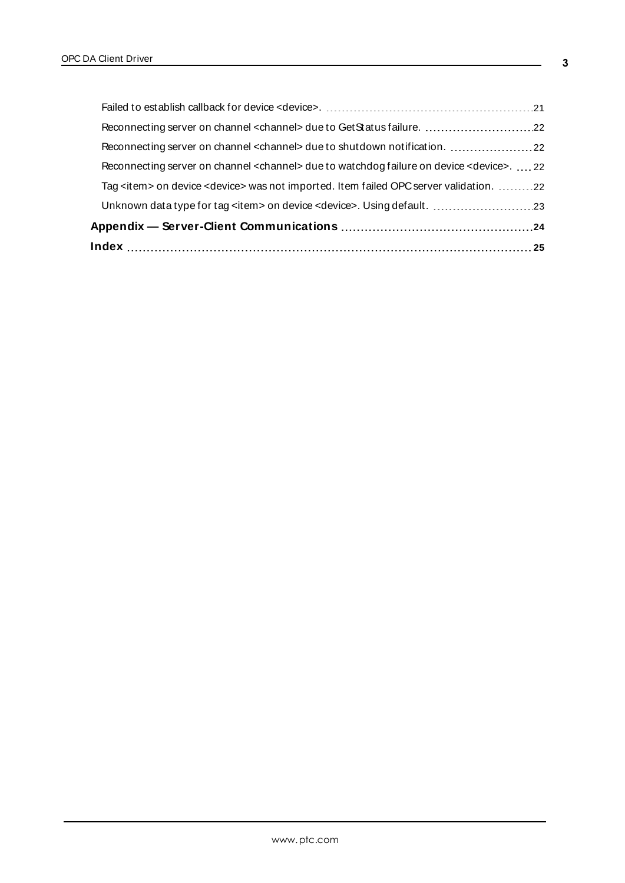Failed to establish callback for device <device>. 21

Reconnecting server on channel <channel> due to GetStatus failure. 22

Reconnecting server on channel <channel> due to shutdown notification. 22

Reconnecting server on channel <channel> due to watchdog failure on device <device>. 22

Tag <item> on device <device> was not imported. Item failed OPC server validation. 22

Unknown data type for tag <item> on device <device>. Using default. 23

**Appendix — Server-Client Communications 24**

**Index 25**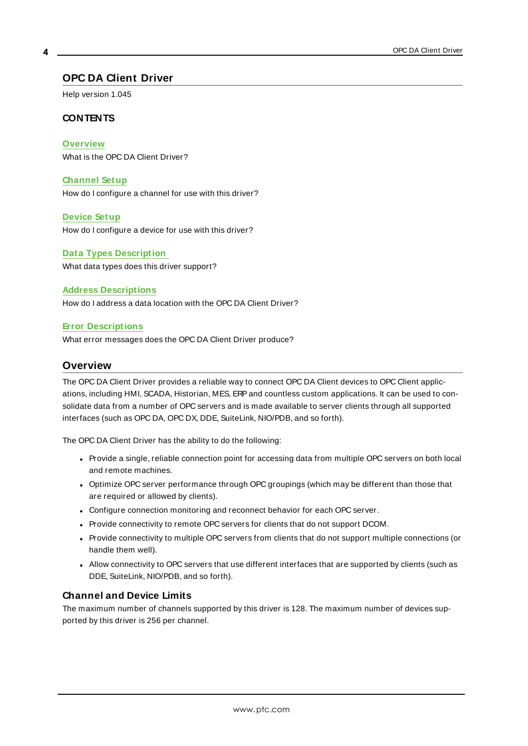# OPC DA Client Driver

Help version 1.045

### CONTENTS

**Overview**
What is the OPC DA Client Driver?

**Channel Setup**
How do I configure a channel for use with this driver?

**Device Setup**
How do I configure a device for use with this driver?

**Data Types Description**
What data types does this driver support?

**Address Descriptions**
How do I address a data location with the OPC DA Client Driver?

**Error Descriptions**
What error messages does the OPC DA Client Driver produce?

## Overview

The OPC DA Client Driver provides a reliable way to connect OPC DA Client devices to OPC Client applications, including HMI, SCADA, Historian, MES, ERP and countless custom applications. It can be used to consolidate data from a number of OPC servers and is made available to server clients through all supported interfaces (such as OPC DA, OPC DX, DDE, SuiteLink, NIO/PDB, and so forth).

The OPC DA Client Driver has the ability to do the following:

- Provide a single, reliable connection point for accessing data from multiple OPC servers on both local and remote machines.
- Optimize OPC server performance through OPC groupings (which may be different than those that are required or allowed by clients).
- Configure connection monitoring and reconnect behavior for each OPC server.
- Provide connectivity to remote OPC servers for clients that do not support DCOM.
- Provide connectivity to multiple OPC servers from clients that do not support multiple connections (or handle them well).
- Allow connectivity to OPC servers that use different interfaces that are supported by clients (such as DDE, SuiteLink, NIO/PDB, and so forth).

### Channel and Device Limits

The maximum number of channels supported by this driver is 128. The maximum number of devices supported by this driver is 256 per channel.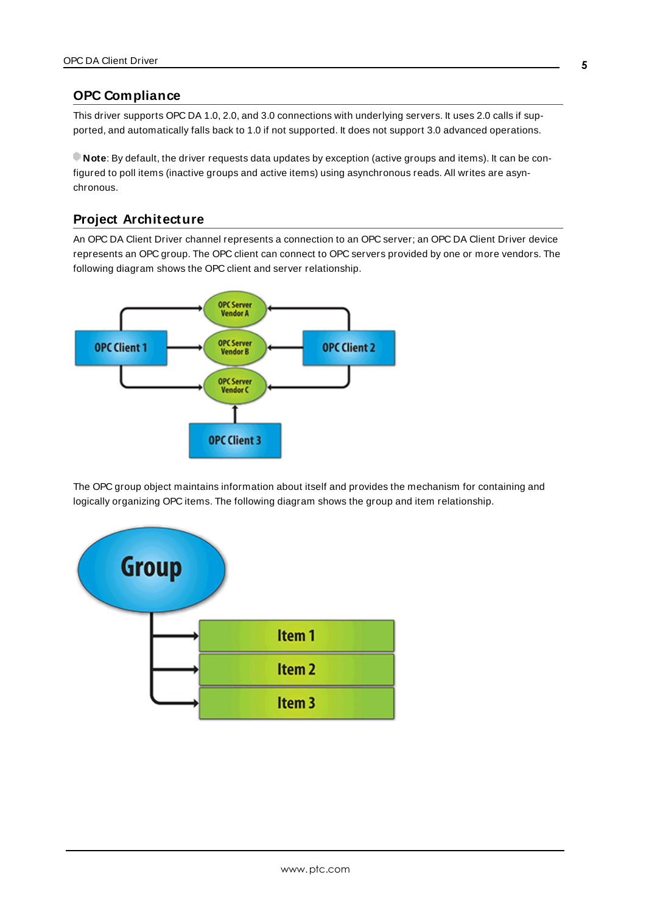## OPC Compliance

This driver supports OPC DA 1.0, 2.0, and 3.0 connections with underlying servers. It uses 2.0 calls if supported, and automatically falls back to 1.0 if not supported. It does not support 3.0 advanced operations.

**Note**: By default, the driver requests data updates by exception (active groups and items). It can be configured to poll items (inactive groups and active items) using asynchronous reads. All writes are asynchronous.

## Project Architecture

An OPC DA Client Driver channel represents a connection to an OPC server; an OPC DA Client Driver device represents an OPC group. The OPC client can connect to OPC servers provided by one or more vendors. The following diagram shows the OPC client and server relationship.

The OPC group object maintains information about itself and provides the mechanism for containing and logically organizing OPC items. The following diagram shows the group and item relationship.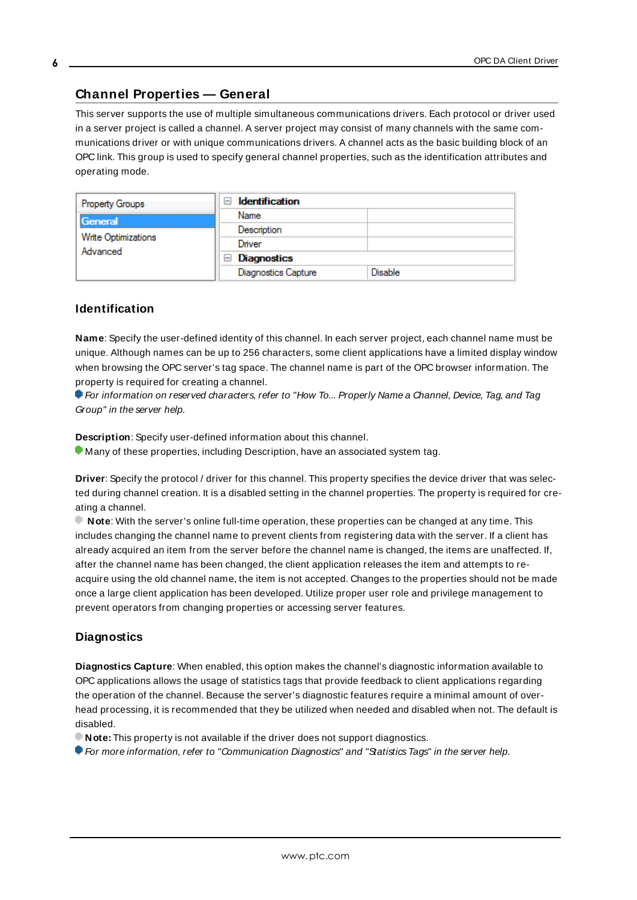## Channel Properties — General

This server supports the use of multiple simultaneous communications drivers. Each protocol or driver used in a server project is called a channel. A server project may consist of many channels with the same communications driver or with unique communications drivers. A channel acts as the basic building block of an OPC link. This group is used to specify general channel properties, such as the identification attributes and operating mode.

| Property Groups | | |
|---|---|---|
| General | **Identification** | |
| Write Optimizations | Name | |
| Advanced | Description | |
| | Driver | |
| | **Diagnostics** | |
| | Diagnostics Capture | Disable |

### Identification

**Name**: Specify the user-defined identity of this channel. In each server project, each channel name must be unique. Although names can be up to 256 characters, some client applications have a limited display window when browsing the OPC server's tag space. The channel name is part of the OPC browser information. The property is required for creating a channel.

*For information on reserved characters, refer to "How To... Properly Name a Channel, Device, Tag, and Tag Group" in the server help.*

**Description**: Specify user-defined information about this channel.

Many of these properties, including Description, have an associated system tag.

**Driver**: Specify the protocol / driver for this channel. This property specifies the device driver that was selected during channel creation. It is a disabled setting in the channel properties. The property is required for creating a channel.

**Note**: With the server's online full-time operation, these properties can be changed at any time. This includes changing the channel name to prevent clients from registering data with the server. If a client has already acquired an item from the server before the channel name is changed, the items are unaffected. If, after the channel name has been changed, the client application releases the item and attempts to re-acquire using the old channel name, the item is not accepted. Changes to the properties should not be made once a large client application has been developed. Utilize proper user role and privilege management to prevent operators from changing properties or accessing server features.

### Diagnostics

**Diagnostics Capture**: When enabled, this option makes the channel's diagnostic information available to OPC applications allows the usage of statistics tags that provide feedback to client applications regarding the operation of the channel. Because the server's diagnostic features require a minimal amount of overhead processing, it is recommended that they be utilized when needed and disabled when not. The default is disabled.

**Note:** This property is not available if the driver does not support diagnostics.

*For more information, refer to "Communication Diagnostics" and "Statistics Tags" in the server help.*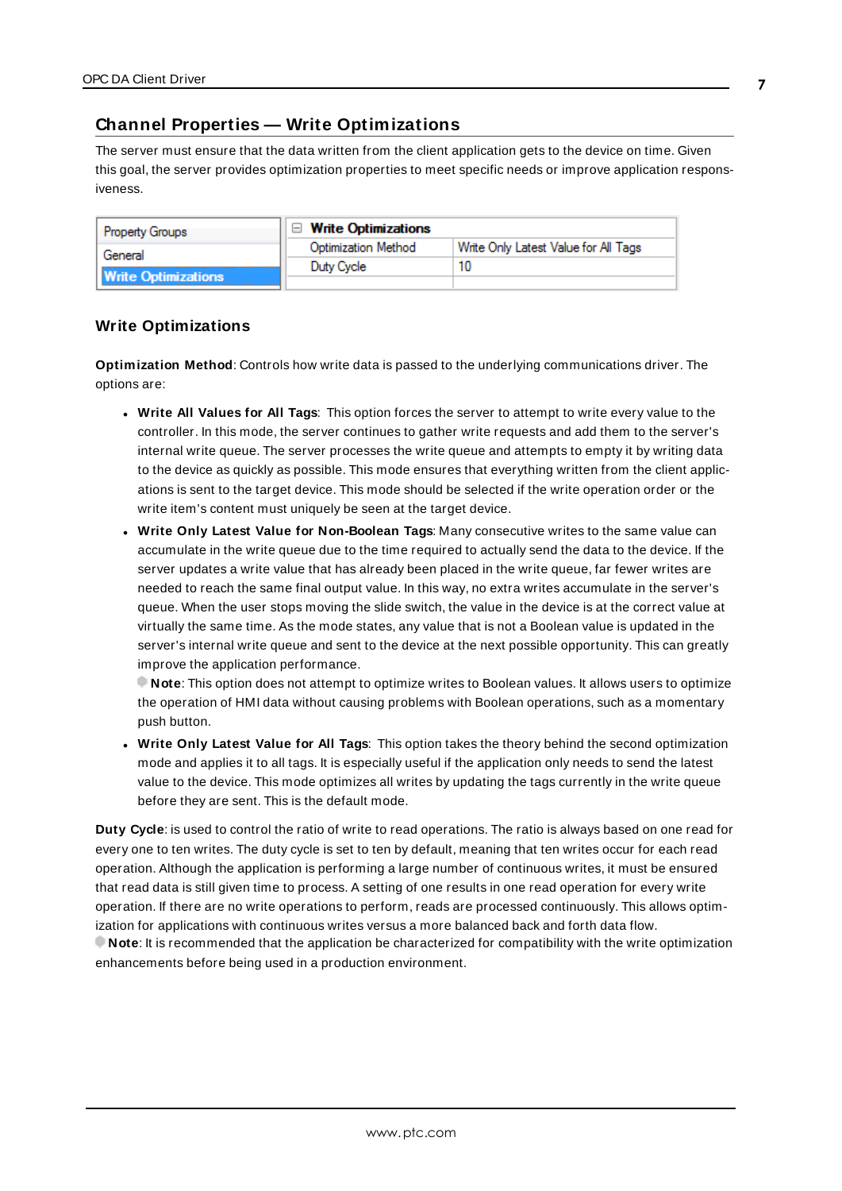## Channel Properties — Write Optimizations

The server must ensure that the data written from the client application gets to the device on time. Given this goal, the server provides optimization properties to meet specific needs or improve application responsiveness.

| Property Groups | Write Optimizations | |
|---|---|---|
| General | Optimization Method | Write Only Latest Value for All Tags |
| **Write Optimizations** | Duty Cycle | 10 |

### Write Optimizations

**Optimization Method**: Controls how write data is passed to the underlying communications driver. The options are:

- **Write All Values for All Tags**: This option forces the server to attempt to write every value to the controller. In this mode, the server continues to gather write requests and add them to the server's internal write queue. The server processes the write queue and attempts to empty it by writing data to the device as quickly as possible. This mode ensures that everything written from the client applications is sent to the target device. This mode should be selected if the write operation order or the write item's content must uniquely be seen at the target device.
- **Write Only Latest Value for Non-Boolean Tags**: Many consecutive writes to the same value can accumulate in the write queue due to the time required to actually send the data to the device. If the server updates a write value that has already been placed in the write queue, far fewer writes are needed to reach the same final output value. In this way, no extra writes accumulate in the server's queue. When the user stops moving the slide switch, the value in the device is at the correct value at virtually the same time. As the mode states, any value that is not a Boolean value is updated in the server's internal write queue and sent to the device at the next possible opportunity. This can greatly improve the application performance.
  **Note**: This option does not attempt to optimize writes to Boolean values. It allows users to optimize the operation of HMI data without causing problems with Boolean operations, such as a momentary push button.
- **Write Only Latest Value for All Tags**: This option takes the theory behind the second optimization mode and applies it to all tags. It is especially useful if the application only needs to send the latest value to the device. This mode optimizes all writes by updating the tags currently in the write queue before they are sent. This is the default mode.

**Duty Cycle**: is used to control the ratio of write to read operations. The ratio is always based on one read for every one to ten writes. The duty cycle is set to ten by default, meaning that ten writes occur for each read operation. Although the application is performing a large number of continuous writes, it must be ensured that read data is still given time to process. A setting of one results in one read operation for every write operation. If there are no write operations to perform, reads are processed continuously. This allows optimization for applications with continuous writes versus a more balanced back and forth data flow.
**Note**: It is recommended that the application be characterized for compatibility with the write optimization enhancements before being used in a production environment.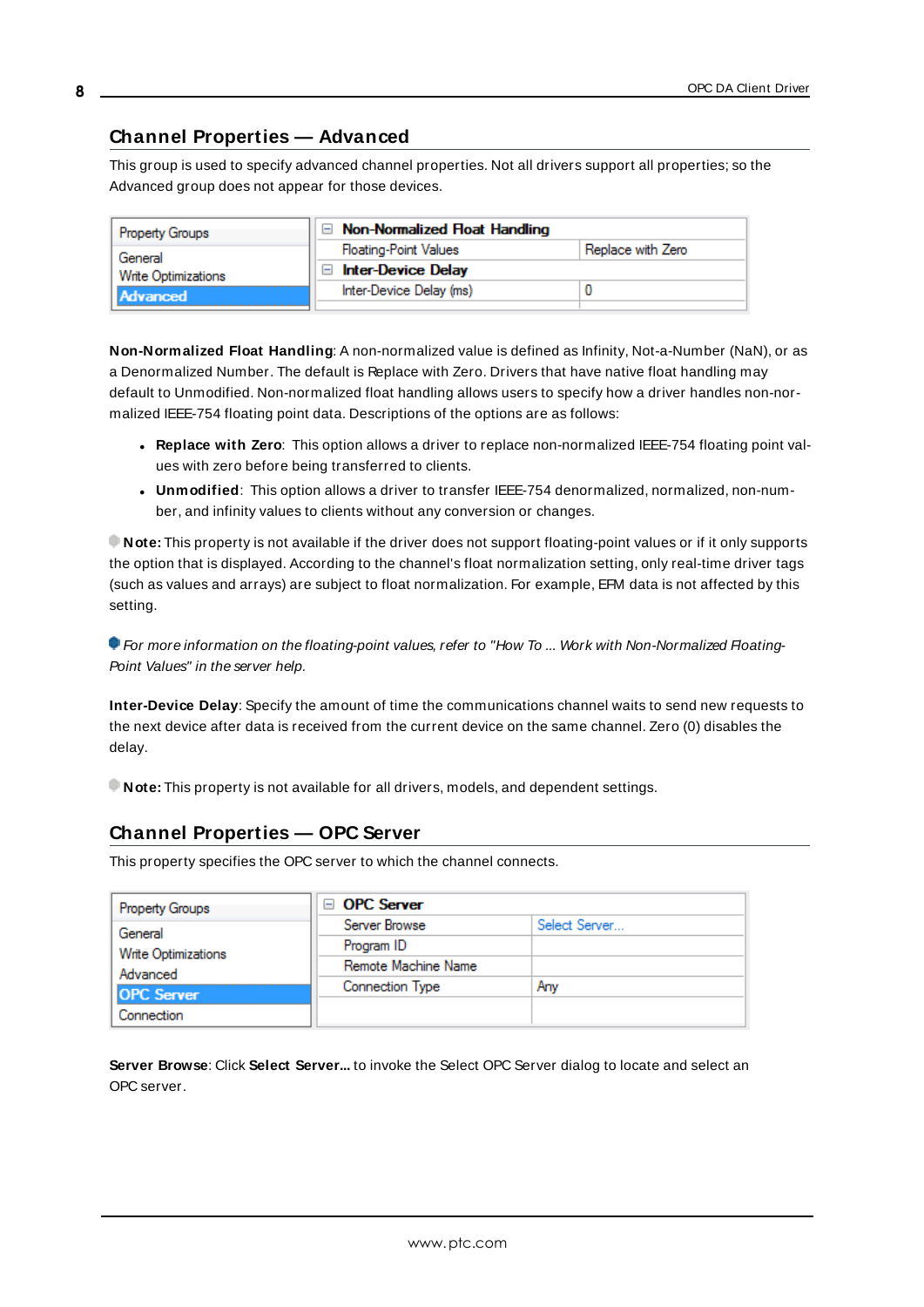## Channel Properties — Advanced

This group is used to specify advanced channel properties. Not all drivers support all properties; so the Advanced group does not appear for those devices.

| Property Groups | Non-Normalized Float Handling | |
|---|---|---|
| General | Floating-Point Values | Replace with Zero |
| Write Optimizations | Inter-Device Delay | |
| Advanced | Inter-Device Delay (ms) | 0 |

**Non-Normalized Float Handling**: A non-normalized value is defined as Infinity, Not-a-Number (NaN), or as a Denormalized Number. The default is Replace with Zero. Drivers that have native float handling may default to Unmodified. Non-normalized float handling allows users to specify how a driver handles non-normalized IEEE-754 floating point data. Descriptions of the options are as follows:

- **Replace with Zero**: This option allows a driver to replace non-normalized IEEE-754 floating point values with zero before being transferred to clients.
- **Unmodified**: This option allows a driver to transfer IEEE-754 denormalized, normalized, non-number, and infinity values to clients without any conversion or changes.

**Note:** This property is not available if the driver does not support floating-point values or if it only supports the option that is displayed. According to the channel's float normalization setting, only real-time driver tags (such as values and arrays) are subject to float normalization. For example, EFM data is not affected by this setting.

*For more information on the floating-point values, refer to "How To ... Work with Non-Normalized Floating-Point Values" in the server help.*

**Inter-Device Delay**: Specify the amount of time the communications channel waits to send new requests to the next device after data is received from the current device on the same channel. Zero (0) disables the delay.

**Note:** This property is not available for all drivers, models, and dependent settings.

## Channel Properties — OPC Server

This property specifies the OPC server to which the channel connects.

| Property Groups | OPC Server | |
|---|---|---|
| General | Server Browse | Select Server... |
| Write Optimizations | Program ID | |
| Advanced | Remote Machine Name | |
| OPC Server | Connection Type | Any |
| Connection | | |

**Server Browse**: Click **Select Server...** to invoke the Select OPC Server dialog to locate and select an OPC server.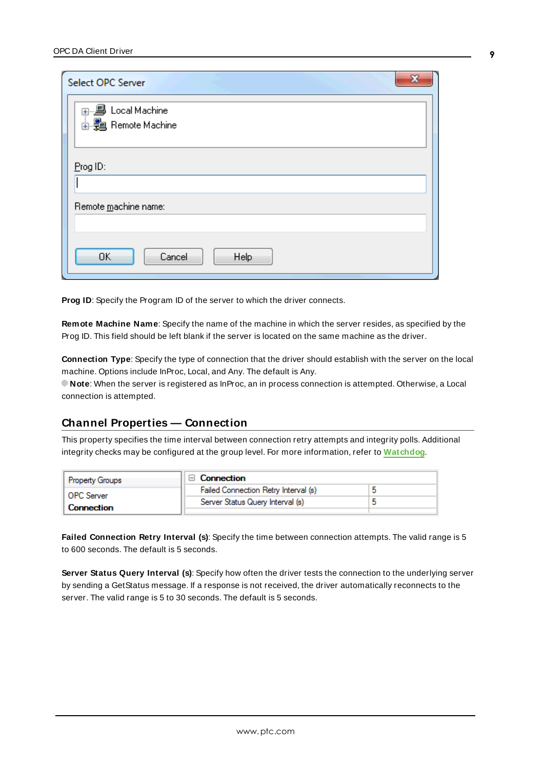Select OPC Server

Local Machine
Remote Machine

Prog ID:

Remote machine name:

OK Cancel Help

**Prog ID**: Specify the Program ID of the server to which the driver connects.

**Remote Machine Name**: Specify the name of the machine in which the server resides, as specified by the Prog ID. This field should be left blank if the server is located on the same machine as the driver.

**Connection Type**: Specify the type of connection that the driver should establish with the server on the local machine. Options include InProc, Local, and Any. The default is Any.
**Note**: When the server is registered as InProc, an in process connection is attempted. Otherwise, a Local connection is attempted.

## Channel Properties — Connection

This property specifies the time interval between connection retry attempts and integrity polls. Additional integrity checks may be configured at the group level. For more information, refer to Watchdog.

| Property Groups | Connection | |
|---|---|---|
| OPC Server | Failed Connection Retry Interval (s) | 5 |
| **Connection** | Server Status Query Interval (s) | 5 |

**Failed Connection Retry Interval (s)**: Specify the time between connection attempts. The valid range is 5 to 600 seconds. The default is 5 seconds.

**Server Status Query Interval (s)**: Specify how often the driver tests the connection to the underlying server by sending a GetStatus message. If a response is not received, the driver automatically reconnects to the server. The valid range is 5 to 30 seconds. The default is 5 seconds.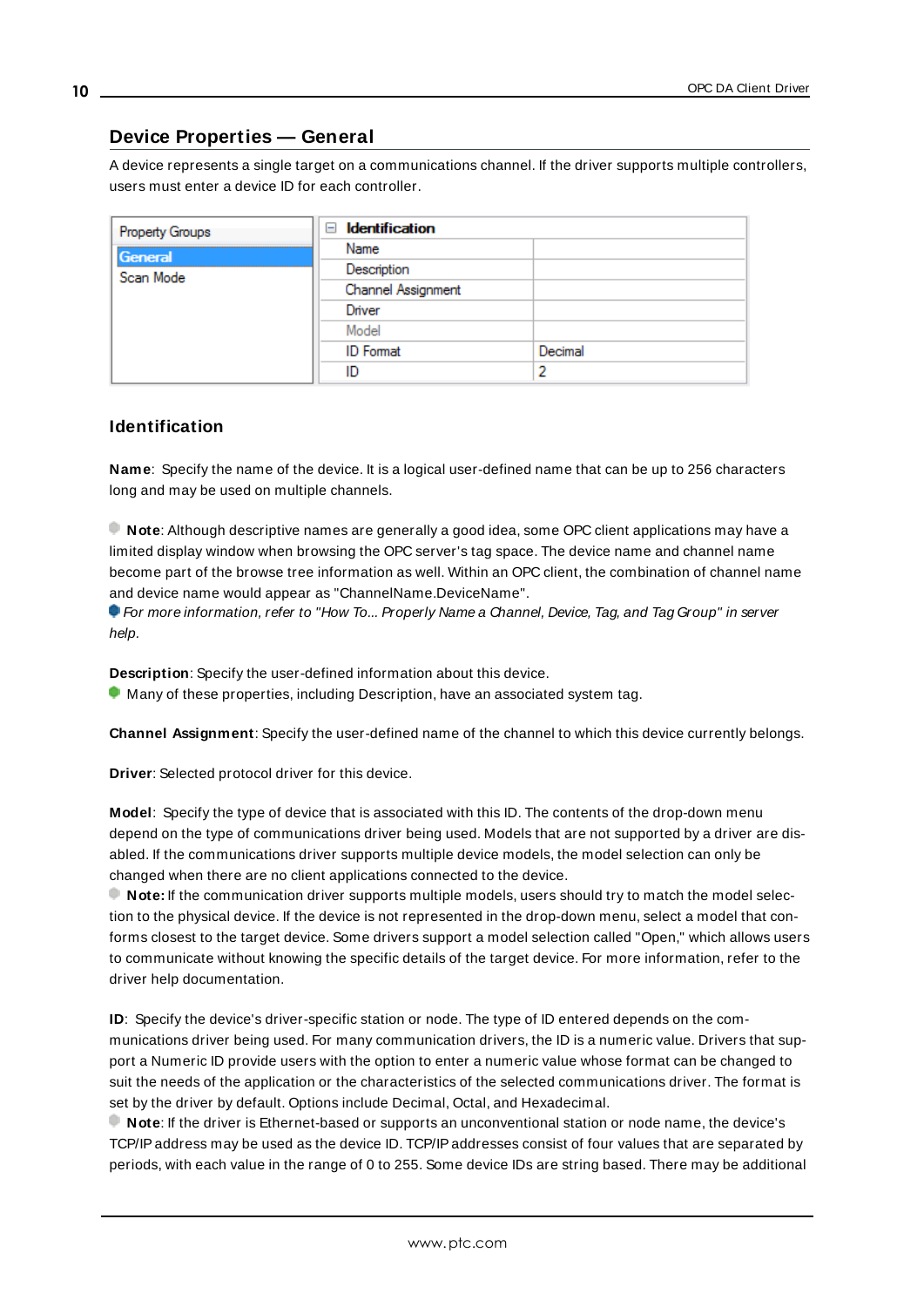## Device Properties — General

A device represents a single target on a communications channel. If the driver supports multiple controllers, users must enter a device ID for each controller.

| Property Groups | Identification | |
|---|---|---|
| General | Name | |
| Scan Mode | Description | |
| | Channel Assignment | |
| | Driver | |
| | Model | |
| | ID Format | Decimal |
| | ID | 2 |

### Identification

**Name**: Specify the name of the device. It is a logical user-defined name that can be up to 256 characters long and may be used on multiple channels.

**Note**: Although descriptive names are generally a good idea, some OPC client applications may have a limited display window when browsing the OPC server's tag space. The device name and channel name become part of the browse tree information as well. Within an OPC client, the combination of channel name and device name would appear as "ChannelName.DeviceName".

*For more information, refer to "How To... Properly Name a Channel, Device, Tag, and Tag Group" in server help.*

**Description**: Specify the user-defined information about this device.

Many of these properties, including Description, have an associated system tag.

**Channel Assignment**: Specify the user-defined name of the channel to which this device currently belongs.

**Driver**: Selected protocol driver for this device.

**Model**: Specify the type of device that is associated with this ID. The contents of the drop-down menu depend on the type of communications driver being used. Models that are not supported by a driver are disabled. If the communications driver supports multiple device models, the model selection can only be changed when there are no client applications connected to the device.

**Note:** If the communication driver supports multiple models, users should try to match the model selection to the physical device. If the device is not represented in the drop-down menu, select a model that conforms closest to the target device. Some drivers support a model selection called "Open," which allows users to communicate without knowing the specific details of the target device. For more information, refer to the driver help documentation.

**ID**: Specify the device's driver-specific station or node. The type of ID entered depends on the communications driver being used. For many communication drivers, the ID is a numeric value. Drivers that support a Numeric ID provide users with the option to enter a numeric value whose format can be changed to suit the needs of the application or the characteristics of the selected communications driver. The format is set by the driver by default. Options include Decimal, Octal, and Hexadecimal.

**Note**: If the driver is Ethernet-based or supports an unconventional station or node name, the device's TCP/IP address may be used as the device ID. TCP/IP addresses consist of four values that are separated by periods, with each value in the range of 0 to 255. Some device IDs are string based. There may be additional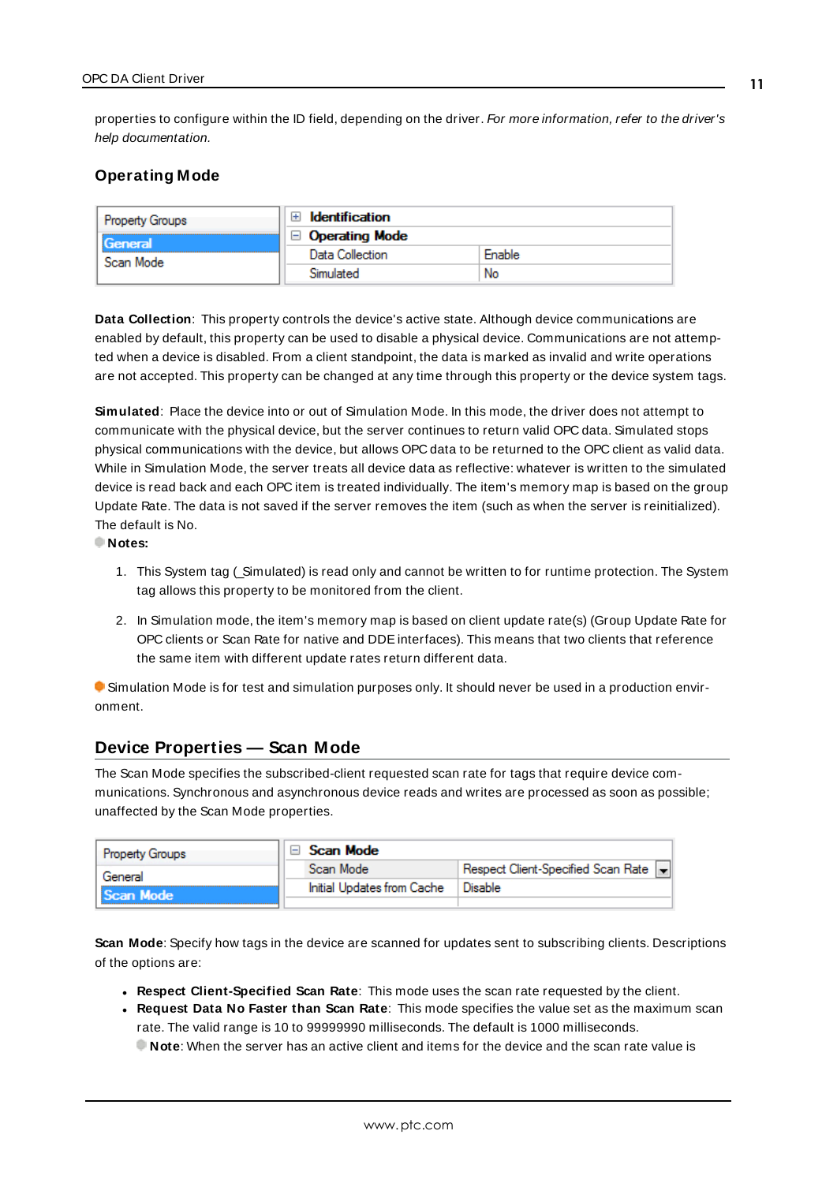properties to configure within the ID field, depending on the driver. *For more information, refer to the driver's help documentation.*

### Operating Mode

| Property Groups | | |
|---|---|---|
| General | Identification | |
| Scan Mode | Operating Mode | |
| | Data Collection | Enable |
| | Simulated | No |

**Data Collection**: This property controls the device's active state. Although device communications are enabled by default, this property can be used to disable a physical device. Communications are not attempted when a device is disabled. From a client standpoint, the data is marked as invalid and write operations are not accepted. This property can be changed at any time through this property or the device system tags.

**Simulated**: Place the device into or out of Simulation Mode. In this mode, the driver does not attempt to communicate with the physical device, but the server continues to return valid OPC data. Simulated stops physical communications with the device, but allows OPC data to be returned to the OPC client as valid data. While in Simulation Mode, the server treats all device data as reflective: whatever is written to the simulated device is read back and each OPC item is treated individually. The item's memory map is based on the group Update Rate. The data is not saved if the server removes the item (such as when the server is reinitialized). The default is No.

**Notes:**

1. This System tag (_Simulated) is read only and cannot be written to for runtime protection. The System tag allows this property to be monitored from the client.

2. In Simulation mode, the item's memory map is based on client update rate(s) (Group Update Rate for OPC clients or Scan Rate for native and DDE interfaces). This means that two clients that reference the same item with different update rates return different data.

Simulation Mode is for test and simulation purposes only. It should never be used in a production environment.

## Device Properties — Scan Mode

The Scan Mode specifies the subscribed-client requested scan rate for tags that require device communications. Synchronous and asynchronous device reads and writes are processed as soon as possible; unaffected by the Scan Mode properties.

| Property Groups | | |
|---|---|---|
| General | Scan Mode | |
| Scan Mode | Scan Mode | Respect Client-Specified Scan Rate |
| | Initial Updates from Cache | Disable |

**Scan Mode**: Specify how tags in the device are scanned for updates sent to subscribing clients. Descriptions of the options are:

- **Respect Client-Specified Scan Rate**: This mode uses the scan rate requested by the client.
- **Request Data No Faster than Scan Rate**: This mode specifies the value set as the maximum scan rate. The valid range is 10 to 99999990 milliseconds. The default is 1000 milliseconds.
  **Note**: When the server has an active client and items for the device and the scan rate value is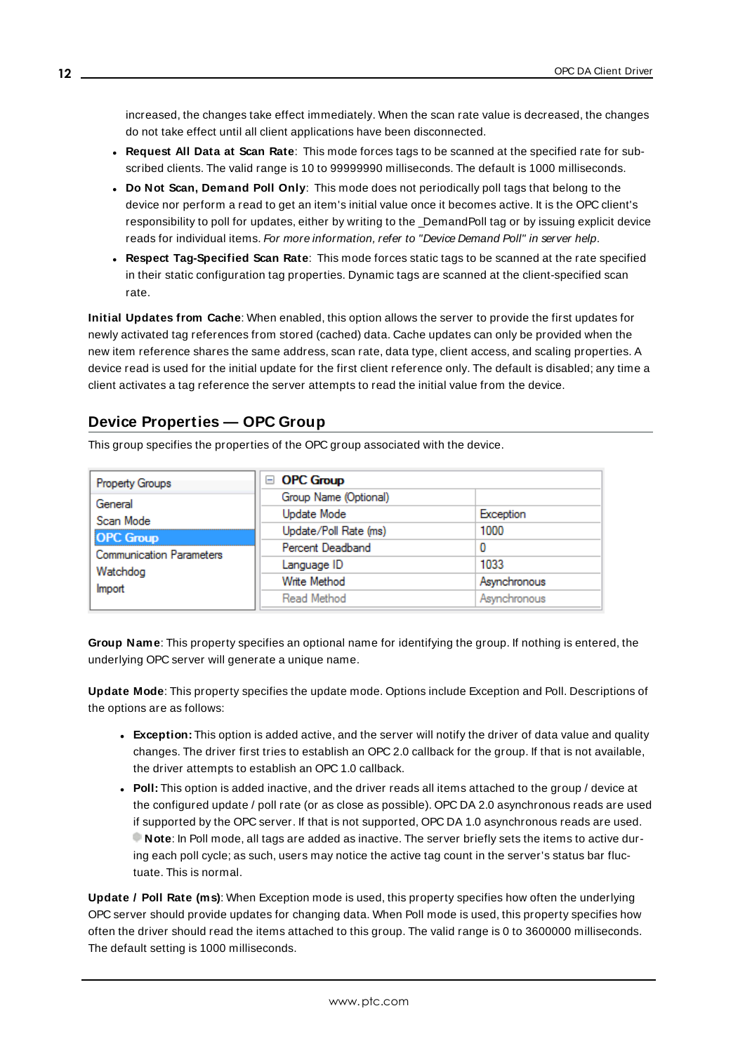increased, the changes take effect immediately. When the scan rate value is decreased, the changes do not take effect until all client applications have been disconnected.

- **Request All Data at Scan Rate**: This mode forces tags to be scanned at the specified rate for subscribed clients. The valid range is 10 to 99999990 milliseconds. The default is 1000 milliseconds.
- **Do Not Scan, Demand Poll Only**: This mode does not periodically poll tags that belong to the device nor perform a read to get an item's initial value once it becomes active. It is the OPC client's responsibility to poll for updates, either by writing to the _DemandPoll tag or by issuing explicit device reads for individual items. *For more information, refer to "Device Demand Poll" in server help.*
- **Respect Tag-Specified Scan Rate**: This mode forces static tags to be scanned at the rate specified in their static configuration tag properties. Dynamic tags are scanned at the client-specified scan rate.

**Initial Updates from Cache**: When enabled, this option allows the server to provide the first updates for newly activated tag references from stored (cached) data. Cache updates can only be provided when the new item reference shares the same address, scan rate, data type, client access, and scaling properties. A device read is used for the initial update for the first client reference only. The default is disabled; any time a client activates a tag reference the server attempts to read the initial value from the device.

## Device Properties — OPC Group

This group specifies the properties of the OPC group associated with the device.

| Property Groups | OPC Group | |
|---|---|---|
| General | Group Name (Optional) | |
| Scan Mode | Update Mode | Exception |
| **OPC Group** | Update/Poll Rate (ms) | 1000 |
| Communication Parameters | Percent Deadband | 0 |
| Watchdog | Language ID | 1033 |
| Import | Write Method | Asynchronous |
| | Read Method | Asynchronous |

**Group Name**: This property specifies an optional name for identifying the group. If nothing is entered, the underlying OPC server will generate a unique name.

**Update Mode**: This property specifies the update mode. Options include Exception and Poll. Descriptions of the options are as follows:

- **Exception:** This option is added active, and the server will notify the driver of data value and quality changes. The driver first tries to establish an OPC 2.0 callback for the group. If that is not available, the driver attempts to establish an OPC 1.0 callback.
- **Poll:** This option is added inactive, and the driver reads all items attached to the group / device at the configured update / poll rate (or as close as possible). OPC DA 2.0 asynchronous reads are used if supported by the OPC server. If that is not supported, OPC DA 1.0 asynchronous reads are used.
  **Note**: In Poll mode, all tags are added as inactive. The server briefly sets the items to active during each poll cycle; as such, users may notice the active tag count in the server's status bar fluctuate. This is normal.

**Update / Poll Rate (ms)**: When Exception mode is used, this property specifies how often the underlying OPC server should provide updates for changing data. When Poll mode is used, this property specifies how often the driver should read the items attached to this group. The valid range is 0 to 3600000 milliseconds. The default setting is 1000 milliseconds.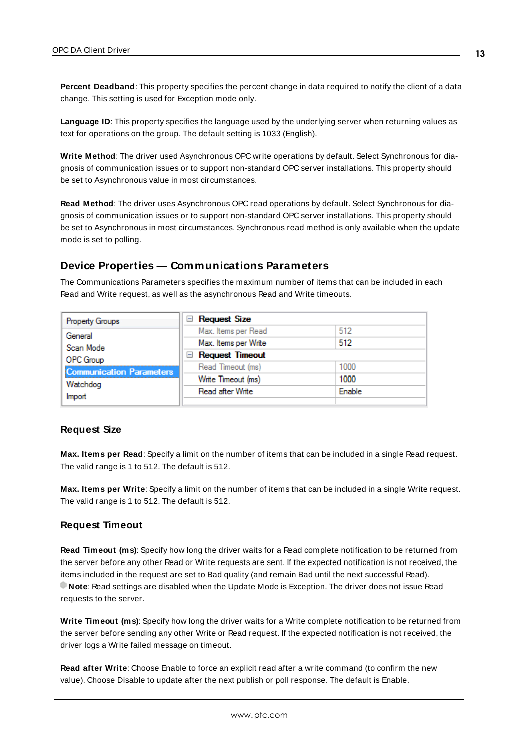**Percent Deadband**: This property specifies the percent change in data required to notify the client of a data change. This setting is used for Exception mode only.

**Language ID**: This property specifies the language used by the underlying server when returning values as text for operations on the group. The default setting is 1033 (English).

**Write Method**: The driver used Asynchronous OPC write operations by default. Select Synchronous for diagnosis of communication issues or to support non-standard OPC server installations. This property should be set to Asynchronous value in most circumstances.

**Read Method**: The driver uses Asynchronous OPC read operations by default. Select Synchronous for diagnosis of communication issues or to support non-standard OPC server installations. This property should be set to Asynchronous in most circumstances. Synchronous read method is only available when the update mode is set to polling.

## Device Properties — Communications Parameters

The Communications Parameters specifies the maximum number of items that can be included in each Read and Write request, as well as the asynchronous Read and Write timeouts.

Property Groups: General, Scan Mode, OPC Group, Communication Parameters, Watchdog, Import

| | |
|---|---|
| **Request Size** | |
| Max. Items per Read | 512 |
| Max. Items per Write | 512 |
| **Request Timeout** | |
| Read Timeout (ms) | 1000 |
| Write Timeout (ms) | 1000 |
| Read after Write | Enable |

### Request Size

**Max. Items per Read**: Specify a limit on the number of items that can be included in a single Read request. The valid range is 1 to 512. The default is 512.

**Max. Items per Write**: Specify a limit on the number of items that can be included in a single Write request. The valid range is 1 to 512. The default is 512.

### Request Timeout

**Read Timeout (ms)**: Specify how long the driver waits for a Read complete notification to be returned from the server before any other Read or Write requests are sent. If the expected notification is not received, the items included in the request are set to Bad quality (and remain Bad until the next successful Read).
**Note**: Read settings are disabled when the Update Mode is Exception. The driver does not issue Read requests to the server.

**Write Timeout (ms)**: Specify how long the driver waits for a Write complete notification to be returned from the server before sending any other Write or Read request. If the expected notification is not received, the driver logs a Write failed message on timeout.

**Read after Write**: Choose Enable to force an explicit read after a write command (to confirm the new value). Choose Disable to update after the next publish or poll response. The default is Enable.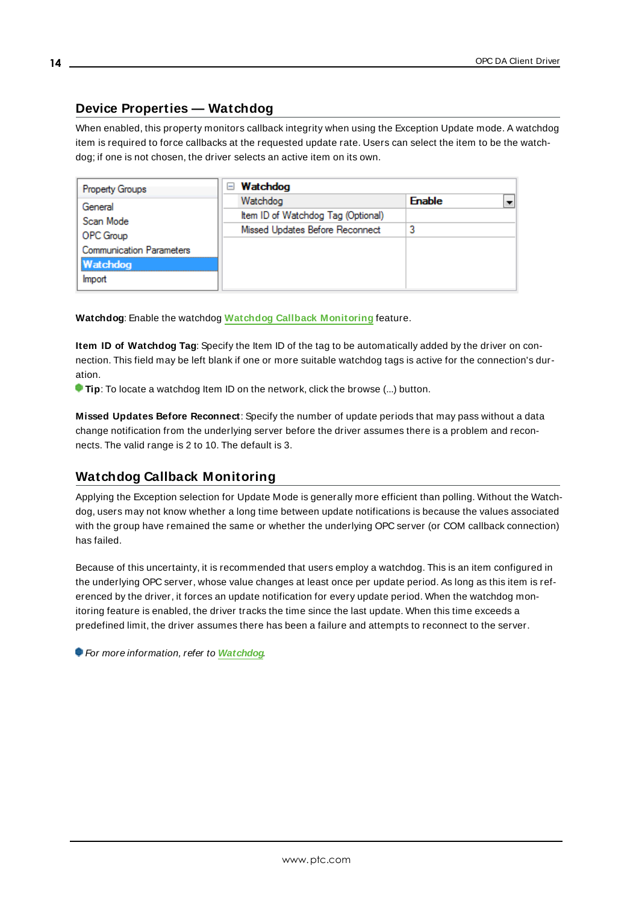## Device Properties — Watchdog

When enabled, this property monitors callback integrity when using the Exception Update mode. A watchdog item is required to force callbacks at the requested update rate. Users can select the item to be the watchdog; if one is not chosen, the driver selects an active item on its own.

| Property Groups | Watchdog | |
|---|---|---|
| General | Watchdog | Enable |
| Scan Mode | Item ID of Watchdog Tag (Optional) | |
| OPC Group | Missed Updates Before Reconnect | 3 |
| Communication Parameters | | |
| Watchdog | | |
| Import | | |

**Watchdog**: Enable the watchdog **Watchdog Callback Monitoring** feature.

**Item ID of Watchdog Tag**: Specify the Item ID of the tag to be automatically added by the driver on connection. This field may be left blank if one or more suitable watchdog tags is active for the connection's duration.

**Tip**: To locate a watchdog Item ID on the network, click the browse (...) button.

**Missed Updates Before Reconnect**: Specify the number of update periods that may pass without a data change notification from the underlying server before the driver assumes there is a problem and reconnects. The valid range is 2 to 10. The default is 3.

## Watchdog Callback Monitoring

Applying the Exception selection for Update Mode is generally more efficient than polling. Without the Watchdog, users may not know whether a long time between update notifications is because the values associated with the group have remained the same or whether the underlying OPC server (or COM callback connection) has failed.

Because of this uncertainty, it is recommended that users employ a watchdog. This is an item configured in the underlying OPC server, whose value changes at least once per update period. As long as this item is referenced by the driver, it forces an update notification for every update period. When the watchdog monitoring feature is enabled, the driver tracks the time since the last update. When this time exceeds a predefined limit, the driver assumes there has been a failure and attempts to reconnect to the server.

*For more information, refer to **Watchdog**.*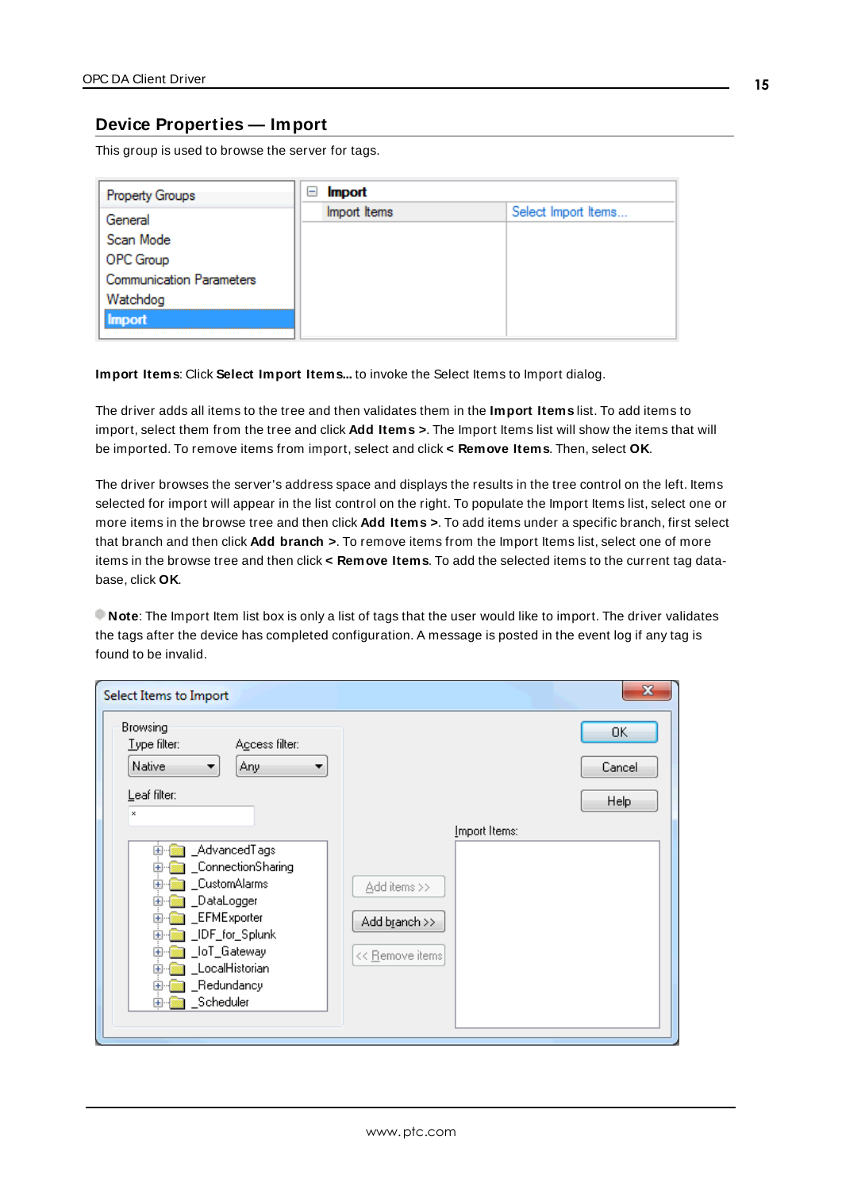## Device Properties — Import

This group is used to browse the server for tags.

**Import Items**: Click **Select Import Items...** to invoke the Select Items to Import dialog.

The driver adds all items to the tree and then validates them in the **Import Items** list. To add items to import, select them from the tree and click **Add Items >**. The Import Items list will show the items that will be imported. To remove items from import, select and click **< Remove Items**. Then, select **OK**.

The driver browses the server's address space and displays the results in the tree control on the left. Items selected for import will appear in the list control on the right. To populate the Import Items list, select one or more items in the browse tree and then click **Add Items >**. To add items under a specific branch, first select that branch and then click **Add branch >**. To remove items from the Import Items list, select one of more items in the browse tree and then click **< Remove Items**. To add the selected items to the current tag database, click **OK**.

**Note**: The Import Item list box is only a list of tags that the user would like to import. The driver validates the tags after the device has completed configuration. A message is posted in the event log if any tag is found to be invalid.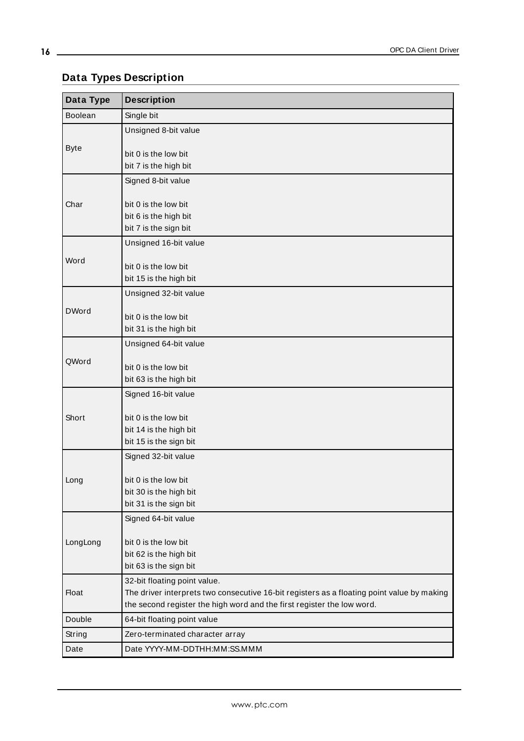## Data Types Description

| Data Type | Description |
|---|---|
| Boolean | Single bit |
| Byte | Unsigned 8-bit value<br><br>bit 0 is the low bit<br>bit 7 is the high bit |
| Char | Signed 8-bit value<br><br>bit 0 is the low bit<br>bit 6 is the high bit<br>bit 7 is the sign bit |
| Word | Unsigned 16-bit value<br><br>bit 0 is the low bit<br>bit 15 is the high bit |
| DWord | Unsigned 32-bit value<br><br>bit 0 is the low bit<br>bit 31 is the high bit |
| QWord | Unsigned 64-bit value<br><br>bit 0 is the low bit<br>bit 63 is the high bit |
| Short | Signed 16-bit value<br><br>bit 0 is the low bit<br>bit 14 is the high bit<br>bit 15 is the sign bit |
| Long | Signed 32-bit value<br><br>bit 0 is the low bit<br>bit 30 is the high bit<br>bit 31 is the sign bit |
| LongLong | Signed 64-bit value<br><br>bit 0 is the low bit<br>bit 62 is the high bit<br>bit 63 is the sign bit |
| Float | 32-bit floating point value.<br>The driver interprets two consecutive 16-bit registers as a floating point value by making the second register the high word and the first register the low word. |
| Double | 64-bit floating point value |
| String | Zero-terminated character array |
| Date | Date YYYY-MM-DDTHH:MM:SS.MMM |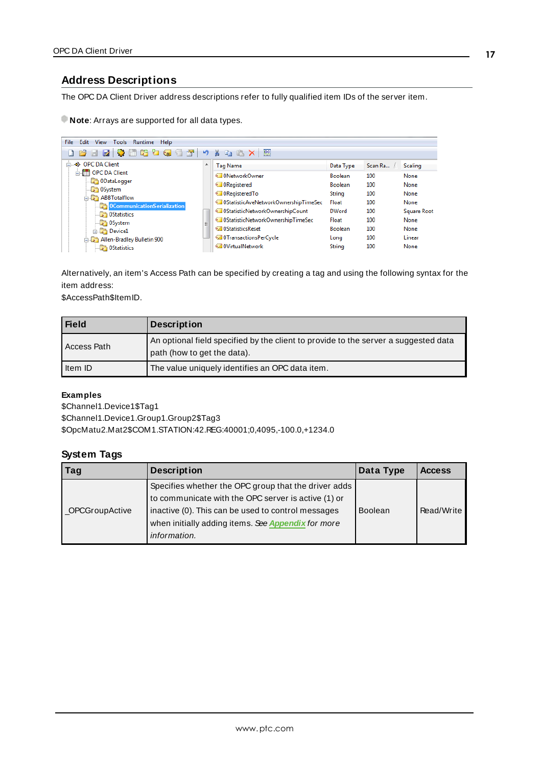## Address Descriptions

The OPC DA Client Driver address descriptions refer to fully qualified item IDs of the server item.

**Note**: Arrays are supported for all data types.

Alternatively, an item's Access Path can be specified by creating a tag and using the following syntax for the item address:
$AccessPath$ItemID.

| Field | Description |
|---|---|
| Access Path | An optional field specified by the client to provide to the server a suggested data path (how to get the data). |
| Item ID | The value uniquely identifies an OPC data item. |

**Examples**
$Channel1.Device1$Tag1
$Channel1.Device1.Group1.Group2$Tag3
$OpcMatu2.Mat2$COM1.STATION:42.REG:40001;0,4095,-100.0,+1234.0

### System Tags

| Tag | Description | Data Type | Access |
|---|---|---|---|
| _OPCGroupActive | Specifies whether the OPC group that the driver adds to communicate with the OPC server is active (1) or inactive (0). This can be used to control messages when initially adding items. *See* ***Appendix*** *for more information.* | Boolean | Read/Write |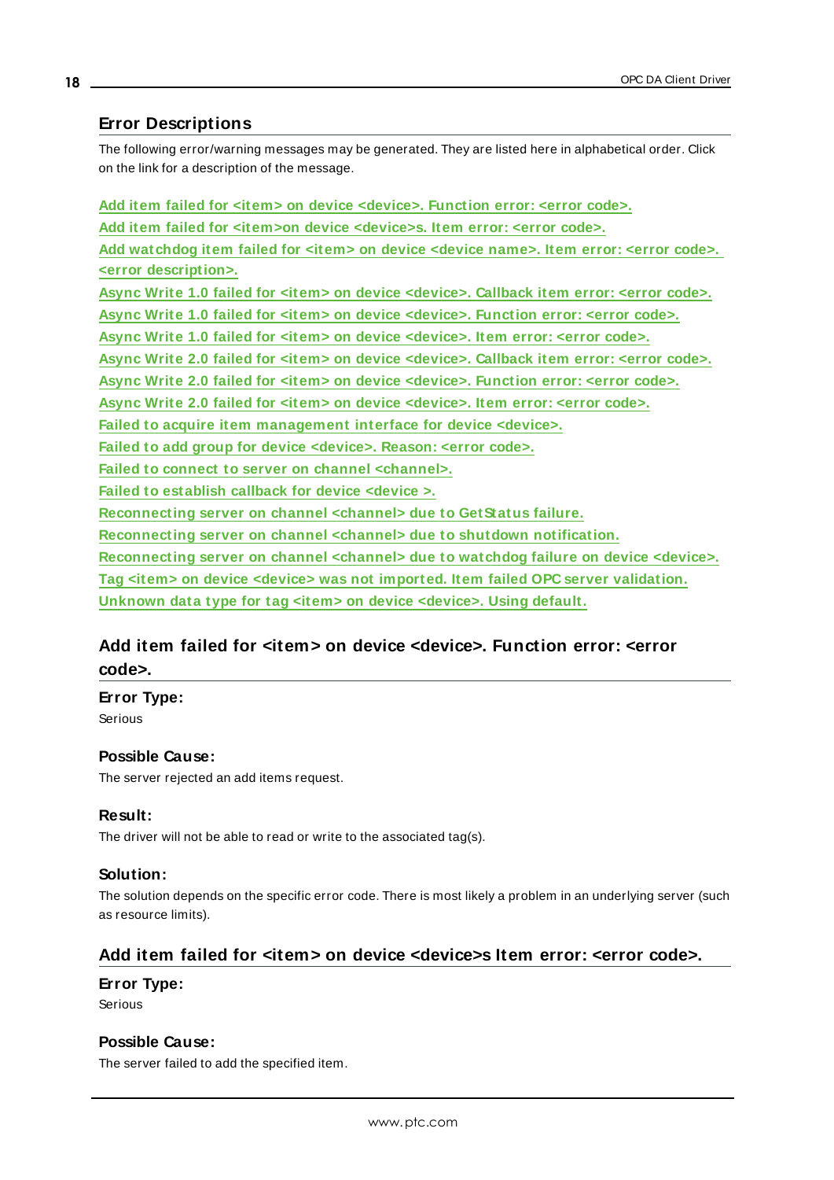## Error Descriptions

The following error/warning messages may be generated. They are listed here in alphabetical order. Click on the link for a description of the message.

Add item failed for <item> on device <device>. Function error: <error code>.
Add item failed for <item>on device <device>s. Item error: <error code>.
Add watchdog item failed for <item> on device <device name>. Item error: <error code>. <error description>.
Async Write 1.0 failed for <item> on device <device>. Callback item error: <error code>.
Async Write 1.0 failed for <item> on device <device>. Function error: <error code>.
Async Write 1.0 failed for <item> on device <device>. Item error: <error code>.
Async Write 2.0 failed for <item> on device <device>. Callback item error: <error code>.
Async Write 2.0 failed for <item> on device <device>. Function error: <error code>.
Async Write 2.0 failed for <item> on device <device>. Item error: <error code>.
Failed to acquire item management interface for device <device>.
Failed to add group for device <device>. Reason: <error code>.
Failed to connect to server on channel <channel>.
Failed to establish callback for device <device >.
Reconnecting server on channel <channel> due to GetStatus failure.
Reconnecting server on channel <channel> due to shutdown notification.
Reconnecting server on channel <channel> due to watchdog failure on device <device>.
Tag <item> on device <device> was not imported. Item failed OPC server validation.
Unknown data type for tag <item> on device <device>. Using default.

### Add item failed for <item> on device <device>. Function error: <error code>.

**Error Type:**
Serious

**Possible Cause:**
The server rejected an add items request.

**Result:**
The driver will not be able to read or write to the associated tag(s).

**Solution:**
The solution depends on the specific error code. There is most likely a problem in an underlying server (such as resource limits).

### Add item failed for <item> on device <device>s Item error: <error code>.

**Error Type:**
Serious

**Possible Cause:**
The server failed to add the specified item.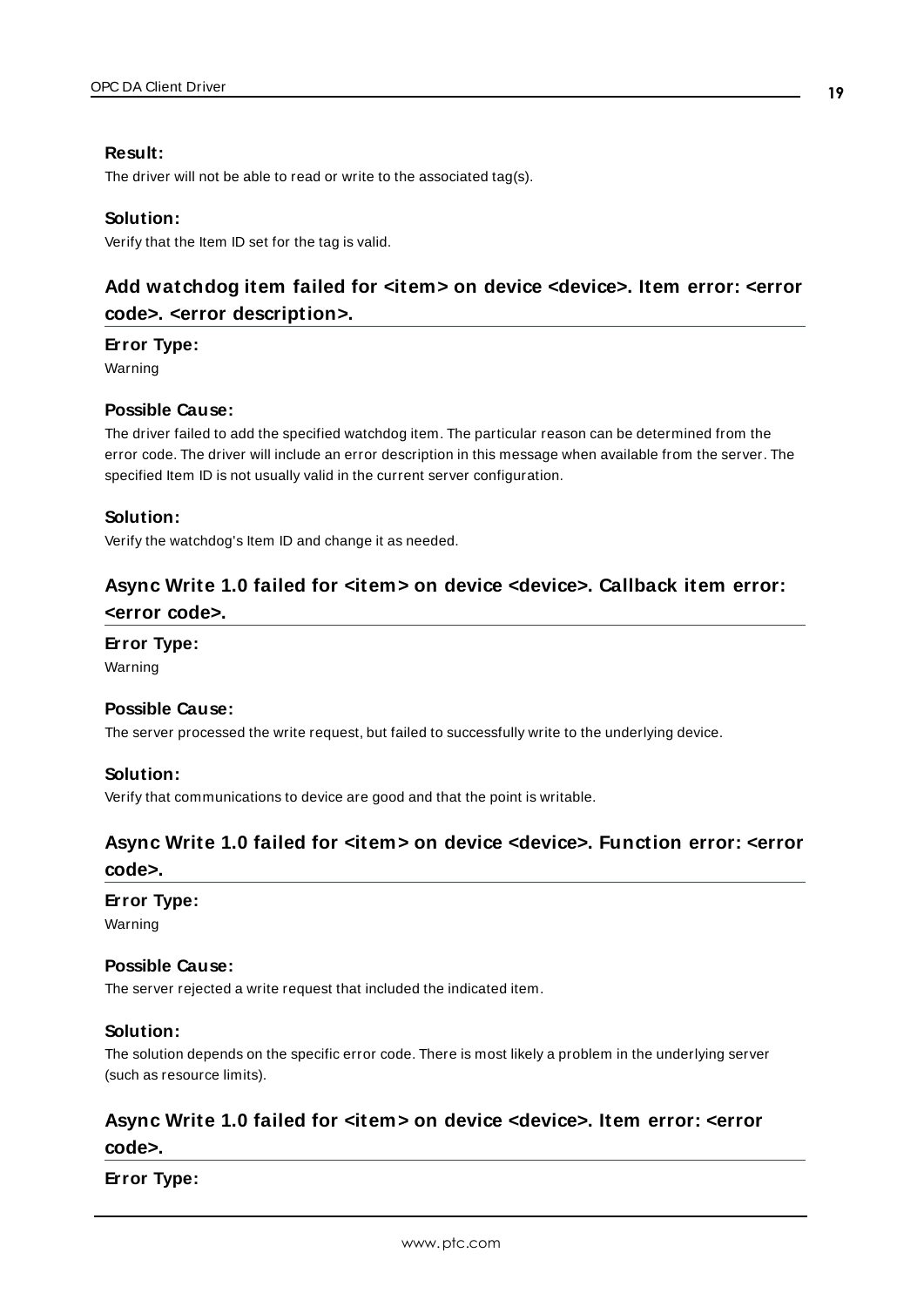**Result:**

The driver will not be able to read or write to the associated tag(s).

**Solution:**

Verify that the Item ID set for the tag is valid.

## Add watchdog item failed for <item> on device <device>. Item error: <error code>. <error description>.

**Error Type:**

Warning

**Possible Cause:**

The driver failed to add the specified watchdog item. The particular reason can be determined from the error code. The driver will include an error description in this message when available from the server. The specified Item ID is not usually valid in the current server configuration.

**Solution:**

Verify the watchdog's Item ID and change it as needed.

## Async Write 1.0 failed for <item> on device <device>. Callback item error: <error code>.

**Error Type:**

Warning

**Possible Cause:**

The server processed the write request, but failed to successfully write to the underlying device.

**Solution:**

Verify that communications to device are good and that the point is writable.

## Async Write 1.0 failed for <item> on device <device>. Function error: <error code>.

**Error Type:**

Warning

**Possible Cause:**

The server rejected a write request that included the indicated item.

**Solution:**

The solution depends on the specific error code. There is most likely a problem in the underlying server (such as resource limits).

## Async Write 1.0 failed for <item> on device <device>. Item error: <error code>.

**Error Type:**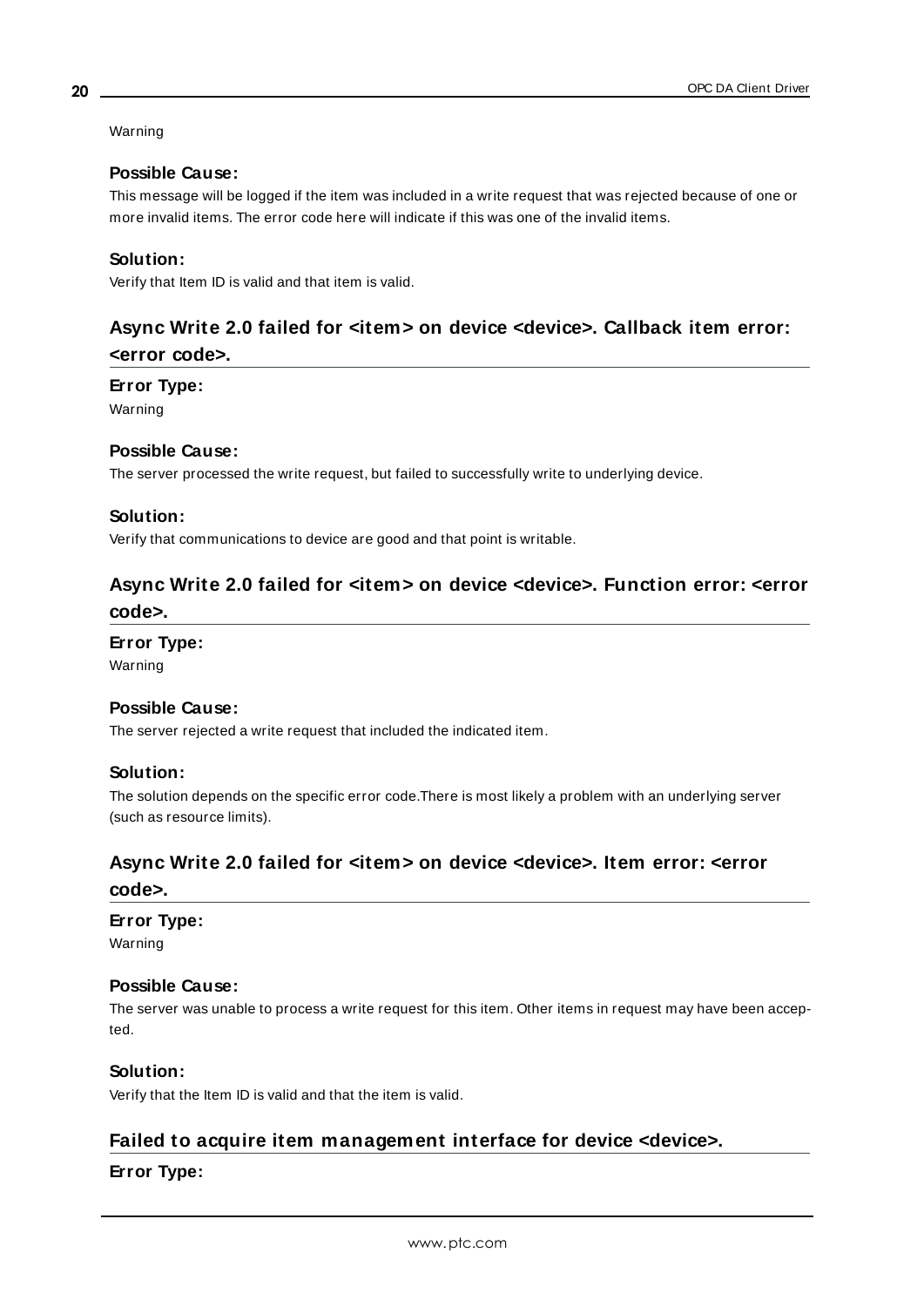Warning

#### Possible Cause:

This message will be logged if the item was included in a write request that was rejected because of one or more invalid items. The error code here will indicate if this was one of the invalid items.

#### Solution:

Verify that Item ID is valid and that item is valid.

### Async Write 2.0 failed for <item> on device <device>. Callback item error: <error code>.

#### Error Type:

Warning

#### Possible Cause:

The server processed the write request, but failed to successfully write to underlying device.

#### Solution:

Verify that communications to device are good and that point is writable.

### Async Write 2.0 failed for <item> on device <device>. Function error: <error code>.

#### Error Type:

Warning

#### Possible Cause:

The server rejected a write request that included the indicated item.

#### Solution:

The solution depends on the specific error code.There is most likely a problem with an underlying server (such as resource limits).

### Async Write 2.0 failed for <item> on device <device>. Item error: <error code>.

#### Error Type:

Warning

#### Possible Cause:

The server was unable to process a write request for this item. Other items in request may have been accepted.

#### Solution:

Verify that the Item ID is valid and that the item is valid.

### Failed to acquire item management interface for device <device>.

#### Error Type: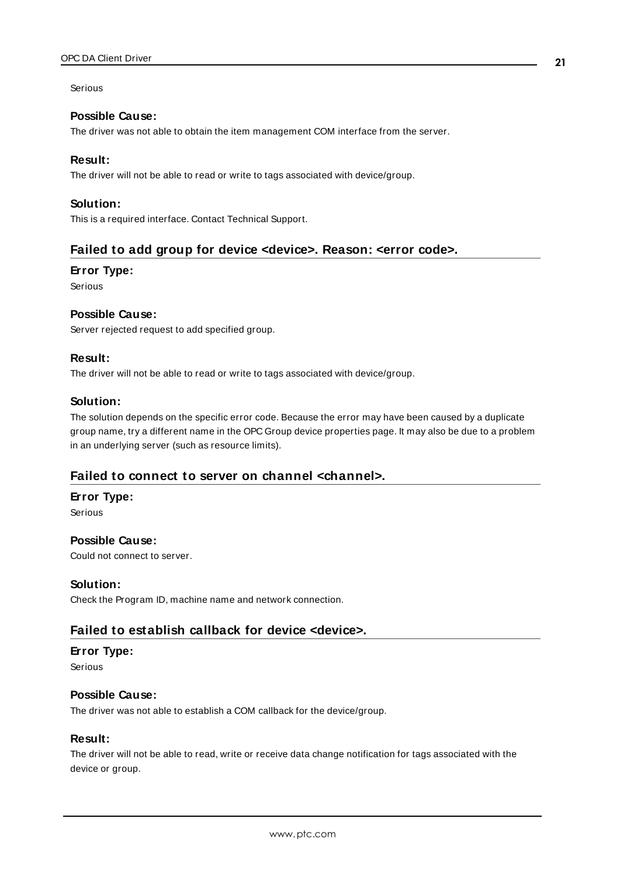Serious

**Possible Cause:**

The driver was not able to obtain the item management COM interface from the server.

**Result:**

The driver will not be able to read or write to tags associated with device/group.

**Solution:**

This is a required interface. Contact Technical Support.

## Failed to add group for device <device>. Reason: <error code>.

**Error Type:**

Serious

**Possible Cause:**

Server rejected request to add specified group.

**Result:**

The driver will not be able to read or write to tags associated with device/group.

**Solution:**

The solution depends on the specific error code. Because the error may have been caused by a duplicate group name, try a different name in the OPC Group device properties page. It may also be due to a problem in an underlying server (such as resource limits).

## Failed to connect to server on channel <channel>.

**Error Type:**

Serious

**Possible Cause:**

Could not connect to server.

**Solution:**

Check the Program ID, machine name and network connection.

## Failed to establish callback for device <device>.

**Error Type:**

Serious

**Possible Cause:**

The driver was not able to establish a COM callback for the device/group.

**Result:**

The driver will not be able to read, write or receive data change notification for tags associated with the device or group.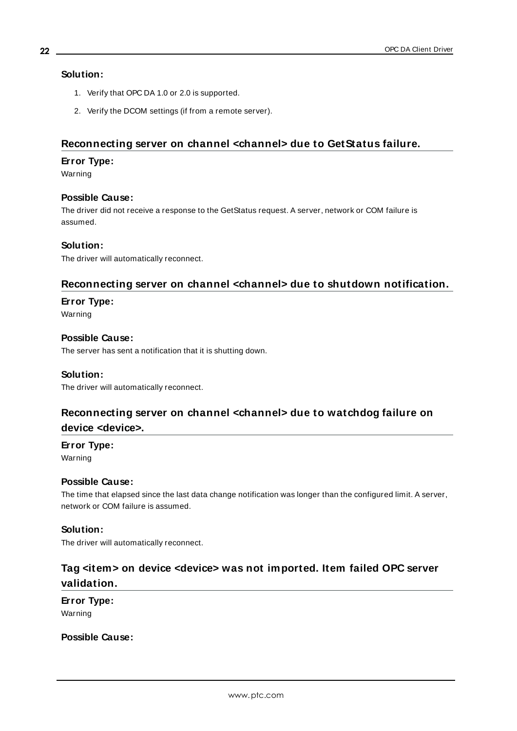### Solution:

1. Verify that OPC DA 1.0 or 2.0 is supported.
2. Verify the DCOM settings (if from a remote server).

## Reconnecting server on channel <channel> due to GetStatus failure.

### Error Type:

Warning

### Possible Cause:

The driver did not receive a response to the GetStatus request. A server, network or COM failure is assumed.

### Solution:

The driver will automatically reconnect.

## Reconnecting server on channel <channel> due to shutdown notification.

### Error Type:

Warning

### Possible Cause:

The server has sent a notification that it is shutting down.

### Solution:

The driver will automatically reconnect.

## Reconnecting server on channel <channel> due to watchdog failure on device <device>.

### Error Type:

Warning

### Possible Cause:

The time that elapsed since the last data change notification was longer than the configured limit. A server, network or COM failure is assumed.

### Solution:

The driver will automatically reconnect.

## Tag <item> on device <device> was not imported. Item failed OPC server validation.

### Error Type:

Warning

### Possible Cause: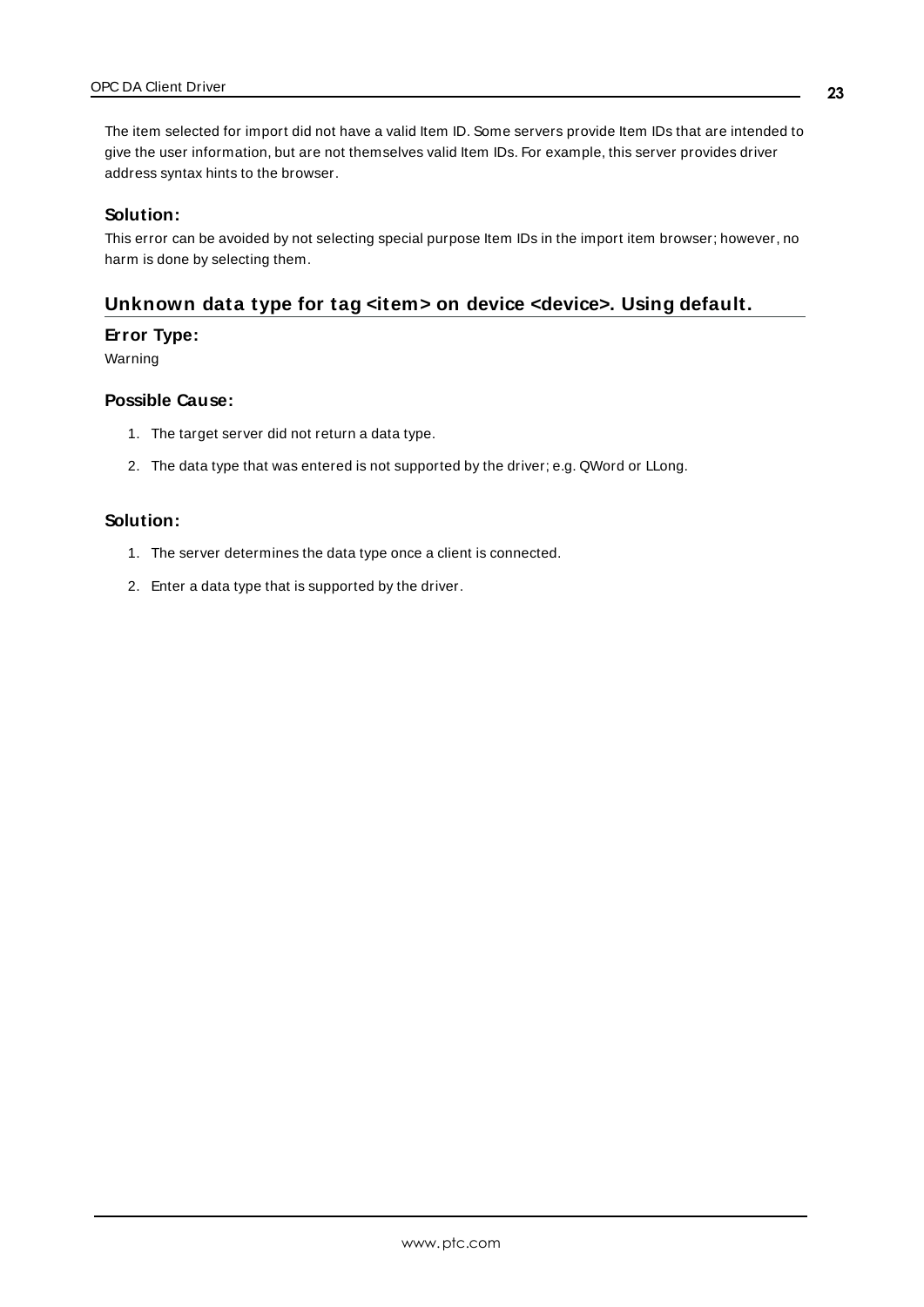The item selected for import did not have a valid Item ID. Some servers provide Item IDs that are intended to give the user information, but are not themselves valid Item IDs. For example, this server provides driver address syntax hints to the browser.

### Solution:

This error can be avoided by not selecting special purpose Item IDs in the import item browser; however, no harm is done by selecting them.

## Unknown data type for tag <item> on device <device>. Using default.

### Error Type:

Warning

### Possible Cause:

1. The target server did not return a data type.
2. The data type that was entered is not supported by the driver; e.g. QWord or LLong.

### Solution:

1. The server determines the data type once a client is connected.
2. Enter a data type that is supported by the driver.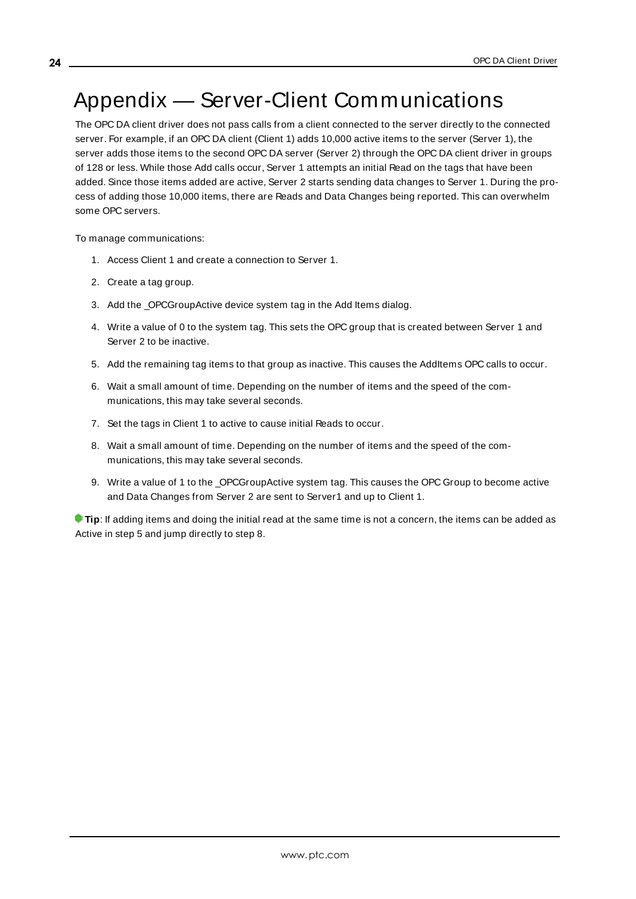# Appendix — Server-Client Communications

The OPC DA client driver does not pass calls from a client connected to the server directly to the connected server. For example, if an OPC DA client (Client 1) adds 10,000 active items to the server (Server 1), the server adds those items to the second OPC DA server (Server 2) through the OPC DA client driver in groups of 128 or less. While those Add calls occur, Server 1 attempts an initial Read on the tags that have been added. Since those items added are active, Server 2 starts sending data changes to Server 1. During the process of adding those 10,000 items, there are Reads and Data Changes being reported. This can overwhelm some OPC servers.

To manage communications:

1. Access Client 1 and create a connection to Server 1.
2. Create a tag group.
3. Add the _OPCGroupActive device system tag in the Add Items dialog.
4. Write a value of 0 to the system tag. This sets the OPC group that is created between Server 1 and Server 2 to be inactive.
5. Add the remaining tag items to that group as inactive. This causes the AddItems OPC calls to occur.
6. Wait a small amount of time. Depending on the number of items and the speed of the communications, this may take several seconds.
7. Set the tags in Client 1 to active to cause initial Reads to occur.
8. Wait a small amount of time. Depending on the number of items and the speed of the communications, this may take several seconds.
9. Write a value of 1 to the _OPCGroupActive system tag. This causes the OPC Group to become active and Data Changes from Server 2 are sent to Server1 and up to Client 1.

**Tip**: If adding items and doing the initial read at the same time is not a concern, the items can be added as Active in step 5 and jump directly to step 8.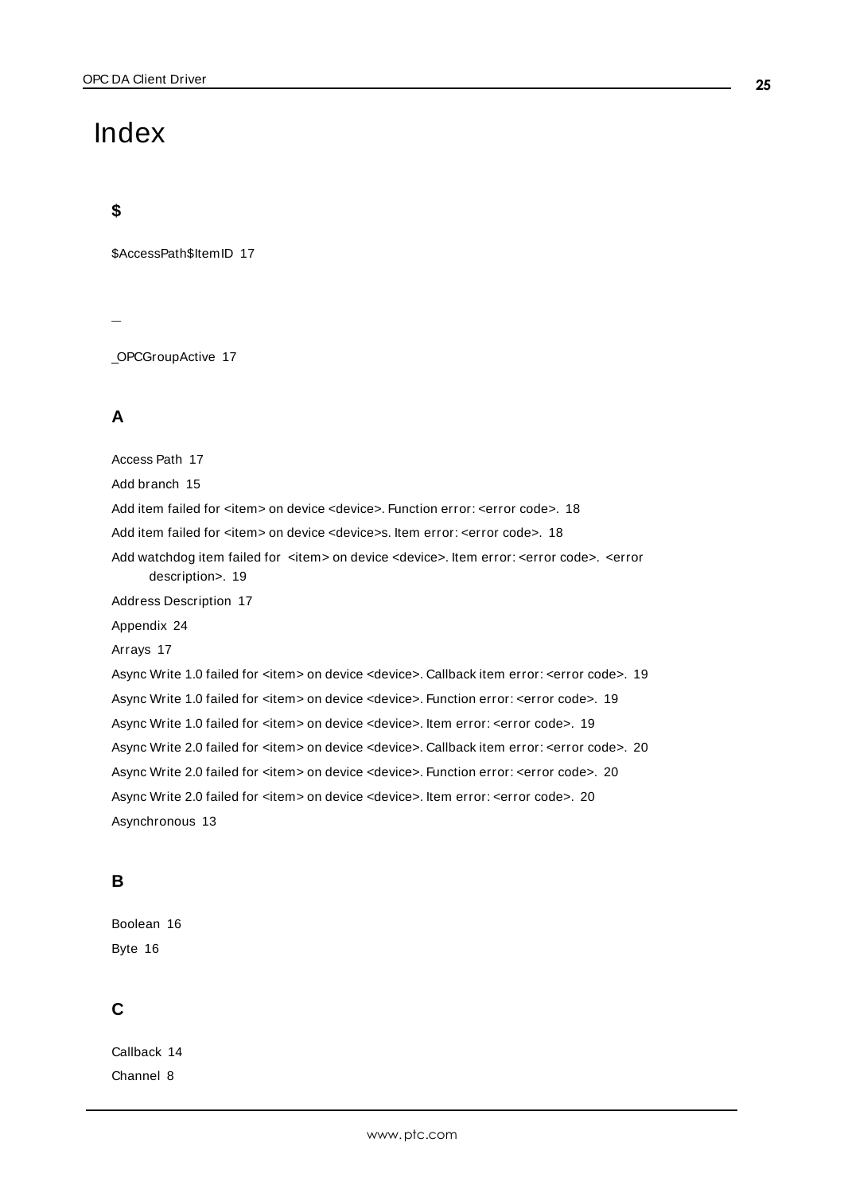# Index

## $

$AccessPath$ItemID 17

## _

_OPCGroupActive 17

## A

Access Path 17

Add branch 15

Add item failed for <item> on device <device>. Function error: <error code>. 18

Add item failed for <item> on device <device>s. Item error: <error code>. 18

Add watchdog item failed for <item> on device <device>. Item error: <error code>. <error description>. 19

Address Description 17

Appendix 24

Arrays 17

Async Write 1.0 failed for <item> on device <device>. Callback item error: <error code>. 19

Async Write 1.0 failed for <item> on device <device>. Function error: <error code>. 19

Async Write 1.0 failed for <item> on device <device>. Item error: <error code>. 19

Async Write 2.0 failed for <item> on device <device>. Callback item error: <error code>. 20

Async Write 2.0 failed for <item> on device <device>. Function error: <error code>. 20

Async Write 2.0 failed for <item> on device <device>. Item error: <error code>. 20

Asynchronous 13

## B

Boolean 16

Byte 16

## C

Callback 14

Channel 8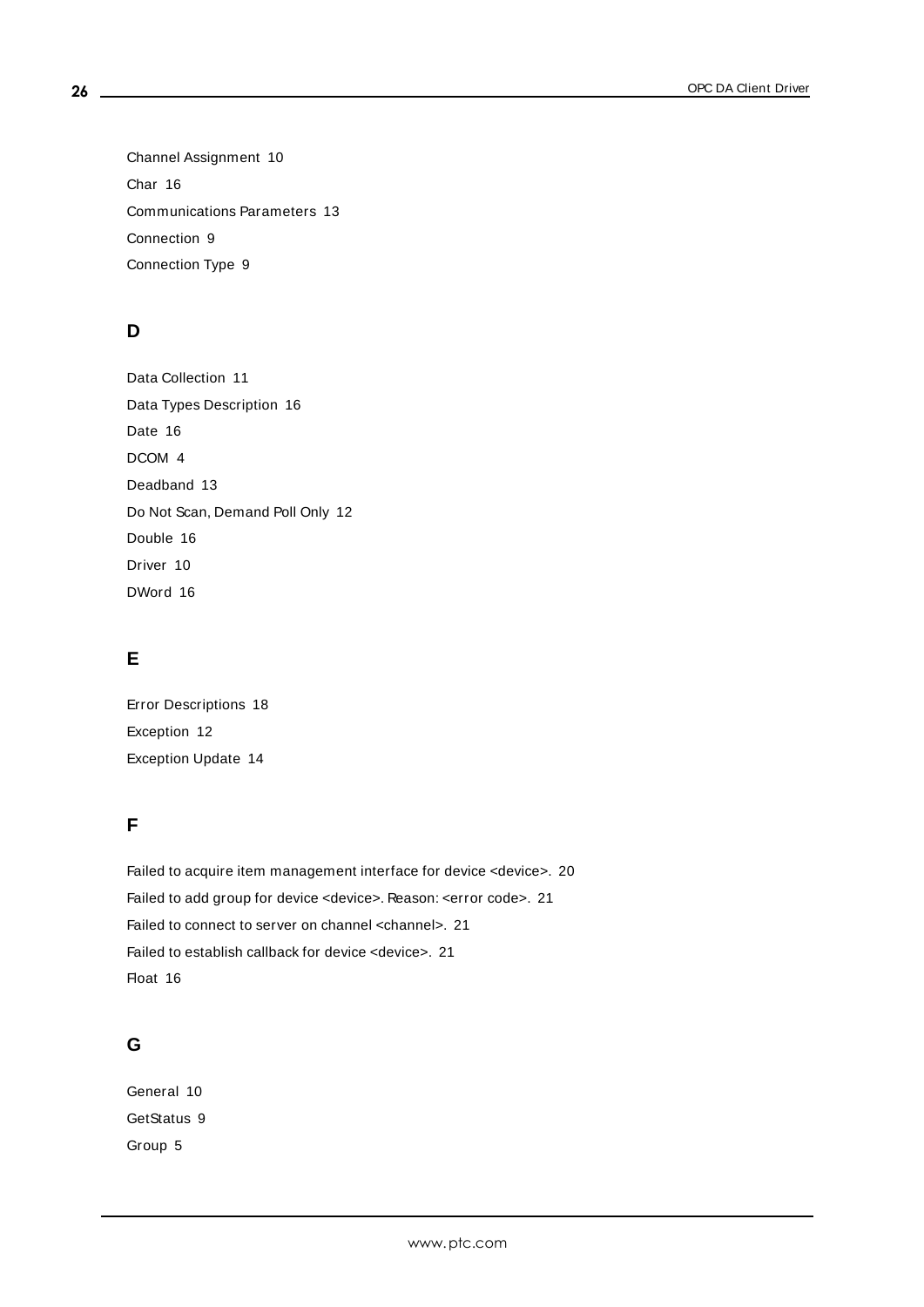Channel Assignment 10

Char 16

Communications Parameters 13

Connection 9

Connection Type 9

## D

Data Collection 11

Data Types Description 16

Date 16

DCOM 4

Deadband 13

Do Not Scan, Demand Poll Only 12

Double 16

Driver 10

DWord 16

## E

Error Descriptions 18

Exception 12

Exception Update 14

## F

Failed to acquire item management interface for device <device>. 20

Failed to add group for device <device>. Reason: <error code>. 21

Failed to connect to server on channel <channel>. 21

Failed to establish callback for device <device>. 21

Float 16

## G

General 10

GetStatus 9

Group 5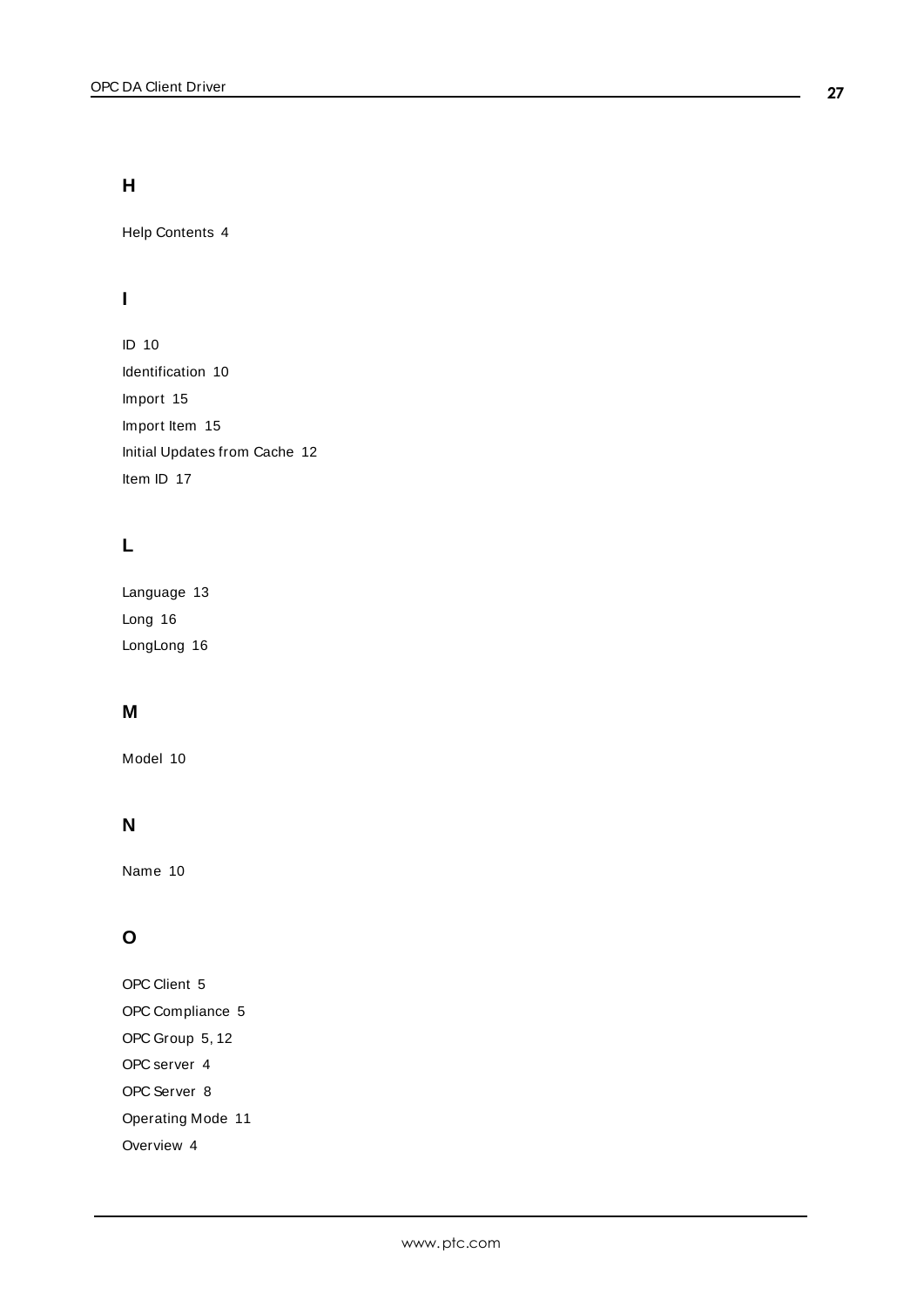## H

Help Contents 4

## I

ID 10

Identification 10

Import 15

Import Item 15

Initial Updates from Cache 12

Item ID 17

## L

Language 13

Long 16

LongLong 16

## M

Model 10

## N

Name 10

## O

OPC Client 5

OPC Compliance 5

OPC Group 5, 12

OPC server 4

OPC Server 8

Operating Mode 11

Overview 4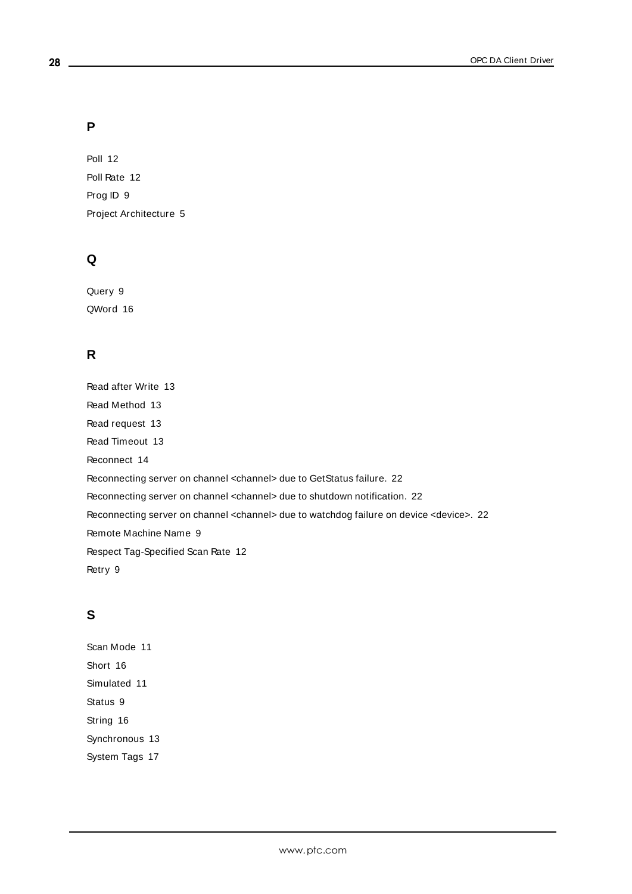## P

Poll 12

Poll Rate 12

Prog ID 9

Project Architecture 5

## Q

Query 9

QWord 16

## R

Read after Write 13

Read Method 13

Read request 13

Read Timeout 13

Reconnect 14

Reconnecting server on channel <channel> due to GetStatus failure. 22

Reconnecting server on channel <channel> due to shutdown notification. 22

Reconnecting server on channel <channel> due to watchdog failure on device <device>. 22

Remote Machine Name 9

Respect Tag-Specified Scan Rate 12

Retry 9

## S

Scan Mode 11

Short 16

Simulated 11

Status 9

String 16

Synchronous 13

System Tags 17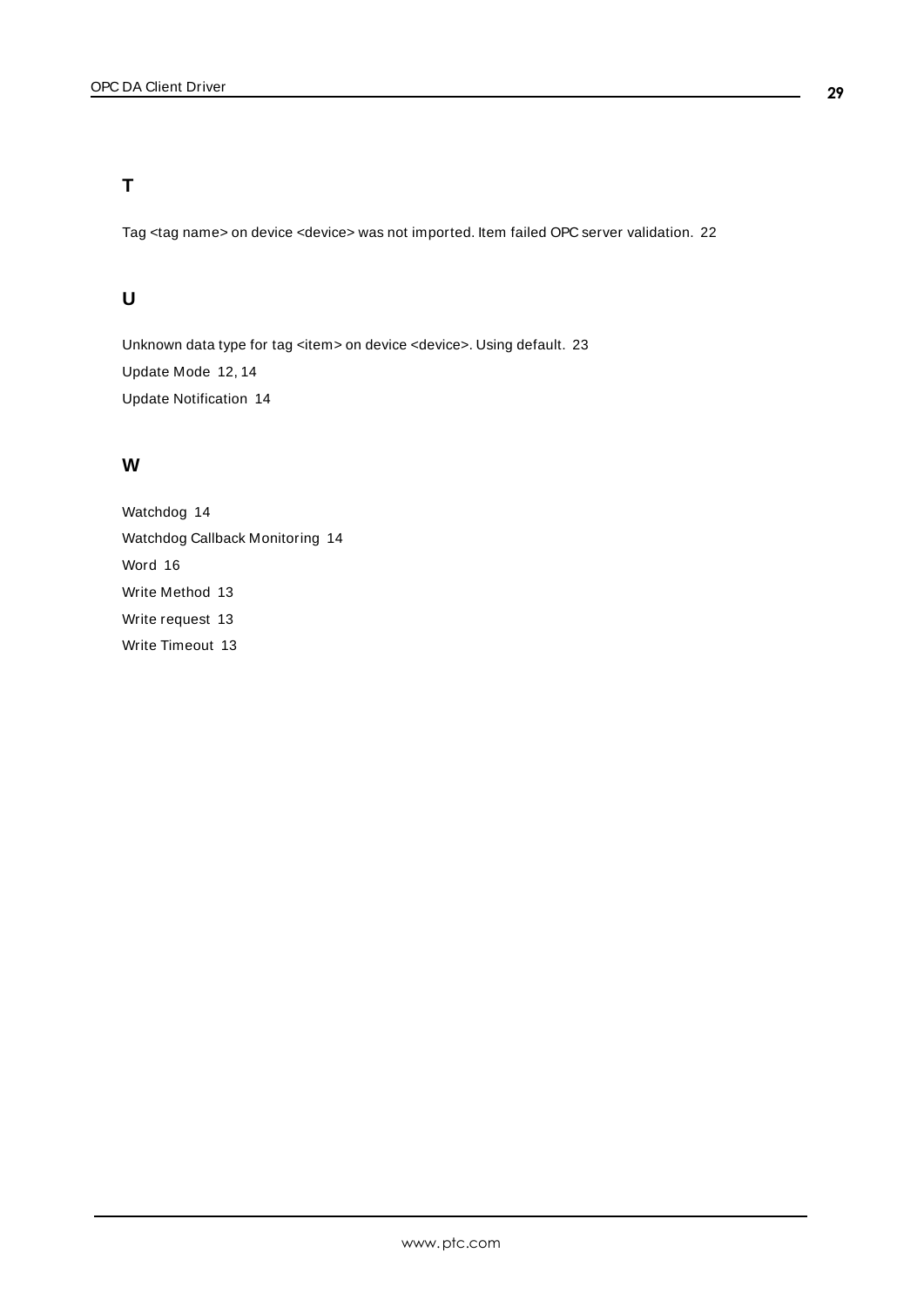## T

Tag <tag name> on device <device> was not imported. Item failed OPC server validation. 22

## U

Unknown data type for tag <item> on device <device>. Using default. 23

Update Mode 12, 14

Update Notification 14

## W

Watchdog 14

Watchdog Callback Monitoring 14

Word 16

Write Method 13

Write request 13

Write Timeout 13